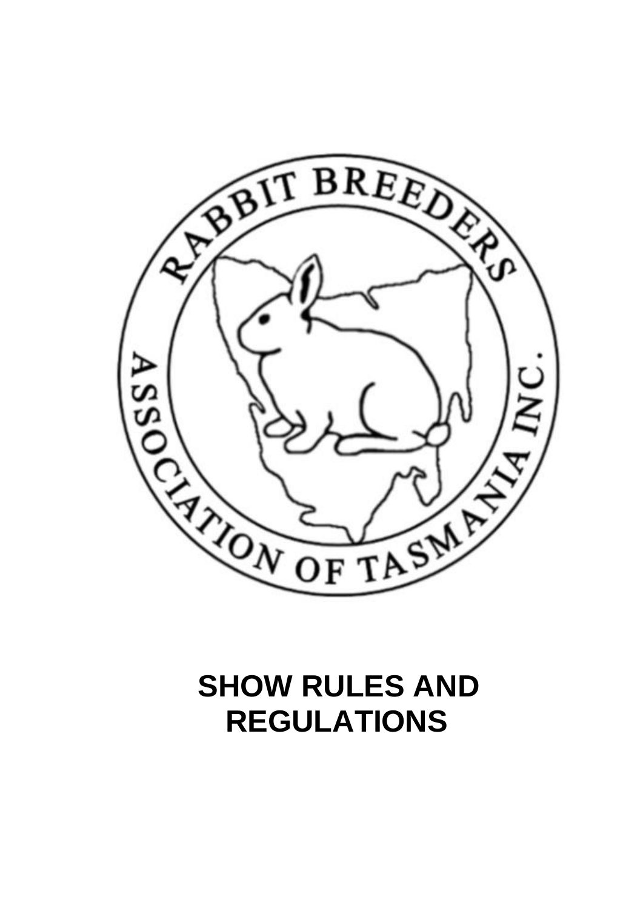RABBIT BREEDERS ASSOCIATION OF TASMANIA INC.

# SHOW RULES AND REGULATIONS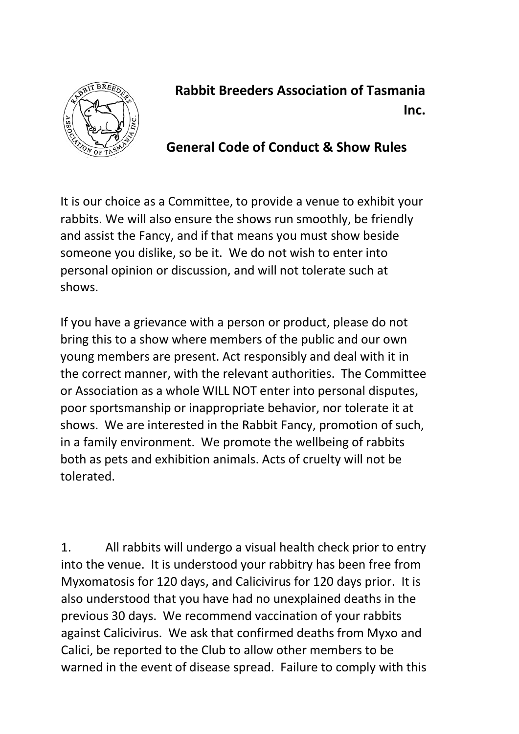# Rabbit Breeders Association of Tasmania Inc.

## General Code of Conduct & Show Rules

It is our choice as a Committee, to provide a venue to exhibit your rabbits. We will also ensure the shows run smoothly, be friendly and assist the Fancy, and if that means you must show beside someone you dislike, so be it. We do not wish to enter into personal opinion or discussion, and will not tolerate such at shows.

If you have a grievance with a person or product, please do not bring this to a show where members of the public and our own young members are present. Act responsibly and deal with it in the correct manner, with the relevant authorities. The Committee or Association as a whole WILL NOT enter into personal disputes, poor sportsmanship or inappropriate behavior, nor tolerate it at shows. We are interested in the Rabbit Fancy, promotion of such, in a family environment. We promote the wellbeing of rabbits both as pets and exhibition animals. Acts of cruelty will not be tolerated.

1. All rabbits will undergo a visual health check prior to entry into the venue. It is understood your rabbitry has been free from Myxomatosis for 120 days, and Calicivirus for 120 days prior. It is also understood that you have had no unexplained deaths in the previous 30 days. We recommend vaccination of your rabbits against Calicivirus. We ask that confirmed deaths from Myxo and Calici, be reported to the Club to allow other members to be warned in the event of disease spread. Failure to comply with this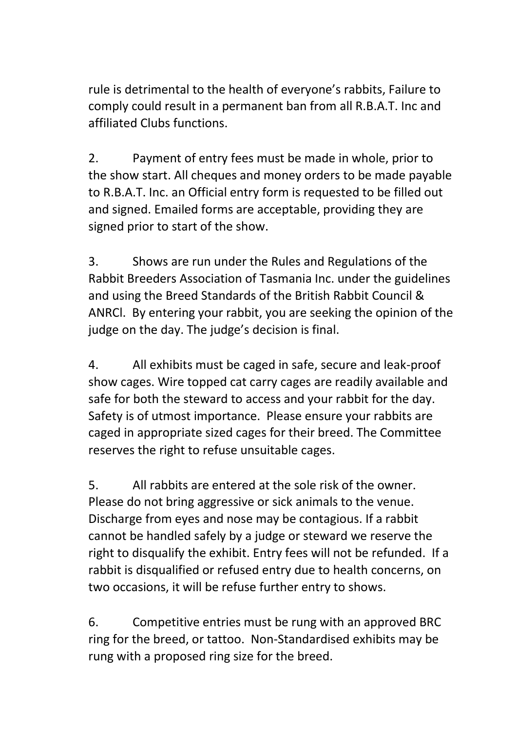rule is detrimental to the health of everyone's rabbits, Failure to comply could result in a permanent ban from all R.B.A.T. Inc and affiliated Clubs functions.

2. Payment of entry fees must be made in whole, prior to the show start. All cheques and money orders to be made payable to R.B.A.T. Inc. an Official entry form is requested to be filled out and signed. Emailed forms are acceptable, providing they are signed prior to start of the show.

3. Shows are run under the Rules and Regulations of the Rabbit Breeders Association of Tasmania Inc. under the guidelines and using the Breed Standards of the British Rabbit Council & ANRCl. By entering your rabbit, you are seeking the opinion of the judge on the day. The judge's decision is final.

4. All exhibits must be caged in safe, secure and leak-proof show cages. Wire topped cat carry cages are readily available and safe for both the steward to access and your rabbit for the day. Safety is of utmost importance. Please ensure your rabbits are caged in appropriate sized cages for their breed. The Committee reserves the right to refuse unsuitable cages.

5. All rabbits are entered at the sole risk of the owner. Please do not bring aggressive or sick animals to the venue. Discharge from eyes and nose may be contagious. If a rabbit cannot be handled safely by a judge or steward we reserve the right to disqualify the exhibit. Entry fees will not be refunded. If a rabbit is disqualified or refused entry due to health concerns, on two occasions, it will be refuse further entry to shows.

6. Competitive entries must be rung with an approved BRC ring for the breed, or tattoo. Non-Standardised exhibits may be rung with a proposed ring size for the breed.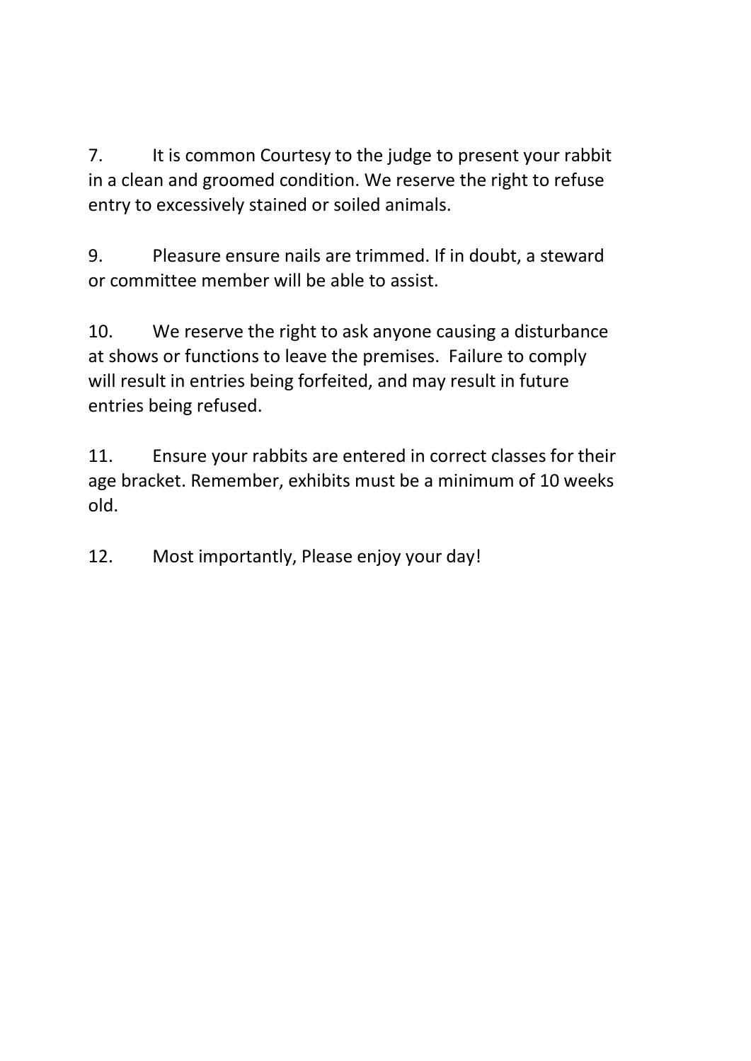7. It is common Courtesy to the judge to present your rabbit in a clean and groomed condition. We reserve the right to refuse entry to excessively stained or soiled animals.

9. Pleasure ensure nails are trimmed. If in doubt, a steward or committee member will be able to assist.

10. We reserve the right to ask anyone causing a disturbance at shows or functions to leave the premises. Failure to comply will result in entries being forfeited, and may result in future entries being refused.

11. Ensure your rabbits are entered in correct classes for their age bracket. Remember, exhibits must be a minimum of 10 weeks old.

12. Most importantly, Please enjoy your day!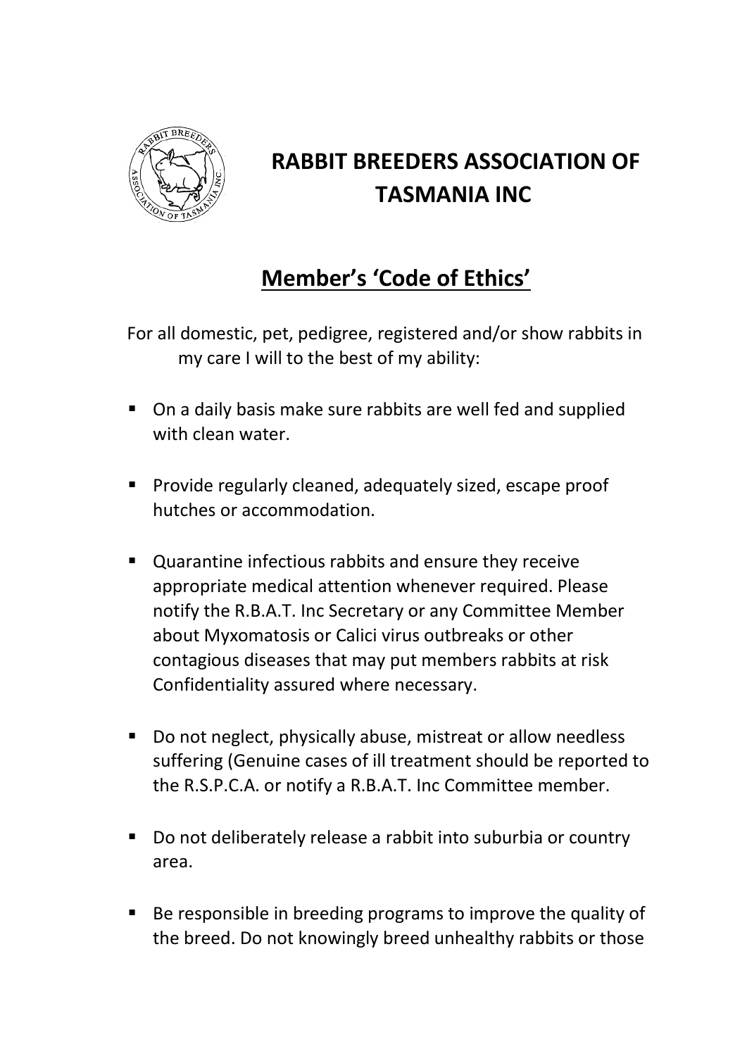# RABBIT BREEDERS ASSOCIATION OF TASMANIA INC

## Member's 'Code of Ethics'

For all domestic, pet, pedigree, registered and/or show rabbits in my care I will to the best of my ability:

- On a daily basis make sure rabbits are well fed and supplied with clean water.
- Provide regularly cleaned, adequately sized, escape proof hutches or accommodation.
- Quarantine infectious rabbits and ensure they receive appropriate medical attention whenever required. Please notify the R.B.A.T. Inc Secretary or any Committee Member about Myxomatosis or Calici virus outbreaks or other contagious diseases that may put members rabbits at risk Confidentiality assured where necessary.
- Do not neglect, physically abuse, mistreat or allow needless suffering (Genuine cases of ill treatment should be reported to the R.S.P.C.A. or notify a R.B.A.T. Inc Committee member.
- Do not deliberately release a rabbit into suburbia or country area.
- Be responsible in breeding programs to improve the quality of the breed. Do not knowingly breed unhealthy rabbits or those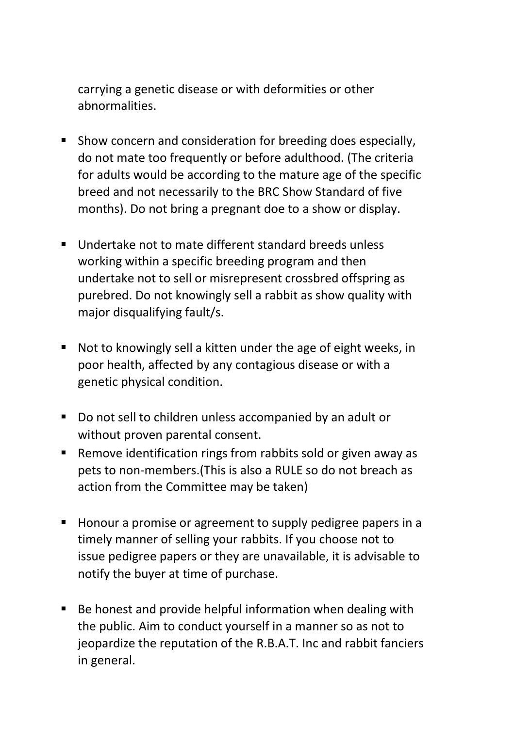carrying a genetic disease or with deformities or other abnormalities.

- Show concern and consideration for breeding does especially, do not mate too frequently or before adulthood. (The criteria for adults would be according to the mature age of the specific breed and not necessarily to the BRC Show Standard of five months). Do not bring a pregnant doe to a show or display.

- Undertake not to mate different standard breeds unless working within a specific breeding program and then undertake not to sell or misrepresent crossbred offspring as purebred. Do not knowingly sell a rabbit as show quality with major disqualifying fault/s.

- Not to knowingly sell a kitten under the age of eight weeks, in poor health, affected by any contagious disease or with a genetic physical condition.

- Do not sell to children unless accompanied by an adult or without proven parental consent.
- Remove identification rings from rabbits sold or given away as pets to non-members.(This is also a RULE so do not breach as action from the Committee may be taken)

- Honour a promise or agreement to supply pedigree papers in a timely manner of selling your rabbits. If you choose not to issue pedigree papers or they are unavailable, it is advisable to notify the buyer at time of purchase.

- Be honest and provide helpful information when dealing with the public. Aim to conduct yourself in a manner so as not to jeopardize the reputation of the R.B.A.T. Inc and rabbit fanciers in general.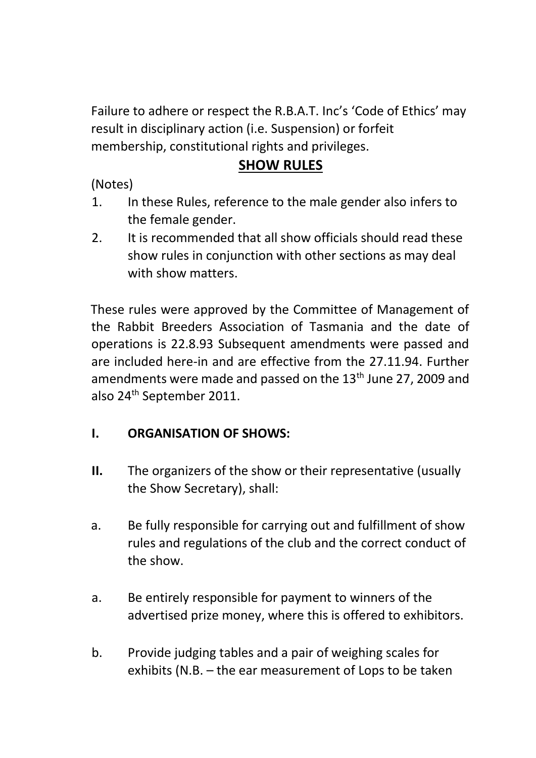Failure to adhere or respect the R.B.A.T. Inc's 'Code of Ethics' may result in disciplinary action (i.e. Suspension) or forfeit membership, constitutional rights and privileges.

## SHOW RULES

(Notes)

1. In these Rules, reference to the male gender also infers to the female gender.
2. It is recommended that all show officials should read these show rules in conjunction with other sections as may deal with show matters.

These rules were approved by the Committee of Management of the Rabbit Breeders Association of Tasmania and the date of operations is 22.8.93 Subsequent amendments were passed and are included here-in and are effective from the 27.11.94. Further amendments were made and passed on the 13th June 27, 2009 and also 24th September 2011.

**I. ORGANISATION OF SHOWS:**

**II.** The organizers of the show or their representative (usually the Show Secretary), shall:

a. Be fully responsible for carrying out and fulfillment of show rules and regulations of the club and the correct conduct of the show.

a. Be entirely responsible for payment to winners of the advertised prize money, where this is offered to exhibitors.

b. Provide judging tables and a pair of weighing scales for exhibits (N.B. – the ear measurement of Lops to be taken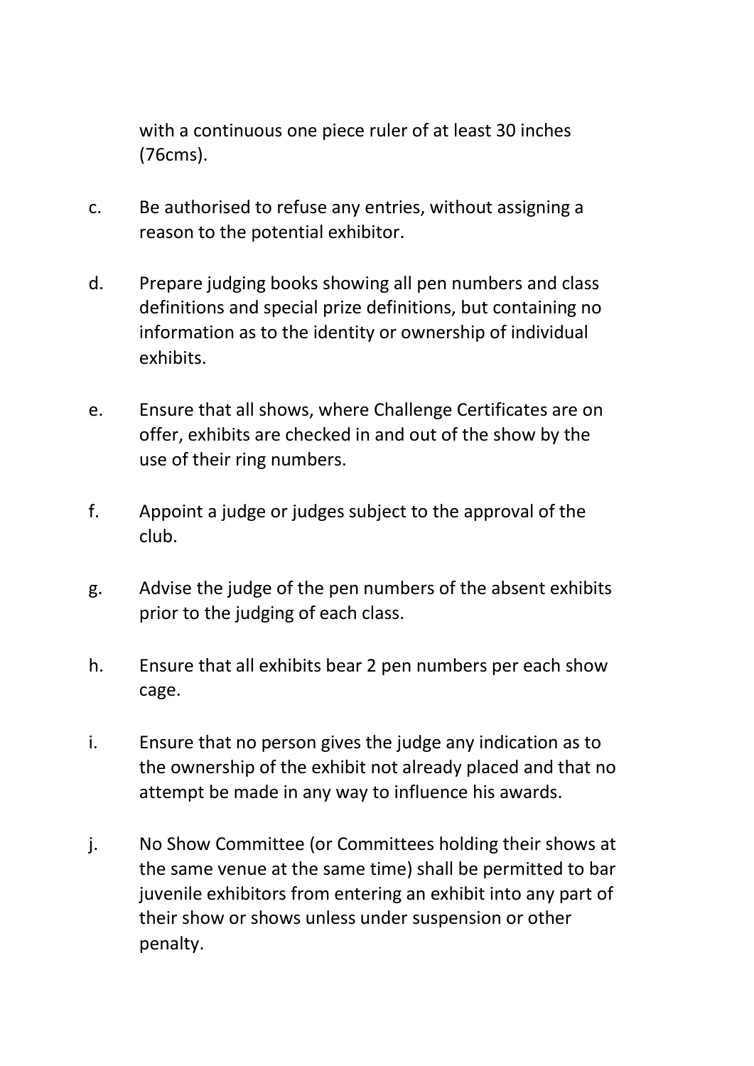with a continuous one piece ruler of at least 30 inches (76cms).

c. Be authorised to refuse any entries, without assigning a reason to the potential exhibitor.

d. Prepare judging books showing all pen numbers and class definitions and special prize definitions, but containing no information as to the identity or ownership of individual exhibits.

e. Ensure that all shows, where Challenge Certificates are on offer, exhibits are checked in and out of the show by the use of their ring numbers.

f. Appoint a judge or judges subject to the approval of the club.

g. Advise the judge of the pen numbers of the absent exhibits prior to the judging of each class.

h. Ensure that all exhibits bear 2 pen numbers per each show cage.

i. Ensure that no person gives the judge any indication as to the ownership of the exhibit not already placed and that no attempt be made in any way to influence his awards.

j. No Show Committee (or Committees holding their shows at the same venue at the same time) shall be permitted to bar juvenile exhibitors from entering an exhibit into any part of their show or shows unless under suspension or other penalty.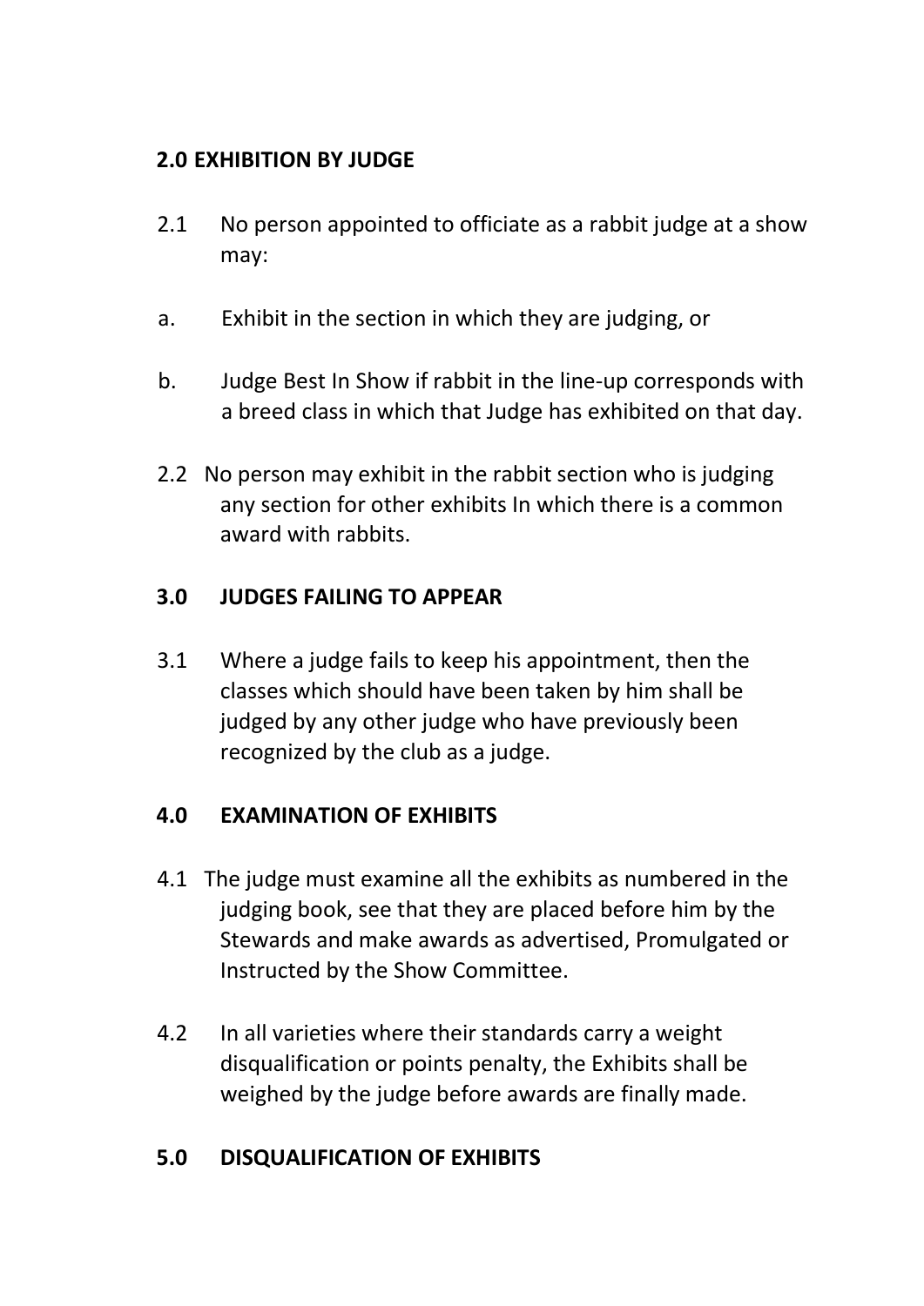## 2.0 EXHIBITION BY JUDGE

2.1 No person appointed to officiate as a rabbit judge at a show may:

a. Exhibit in the section in which they are judging, or

b. Judge Best In Show if rabbit in the line-up corresponds with a breed class in which that Judge has exhibited on that day.

2.2 No person may exhibit in the rabbit section who is judging any section for other exhibits In which there is a common award with rabbits.

## 3.0 JUDGES FAILING TO APPEAR

3.1 Where a judge fails to keep his appointment, then the classes which should have been taken by him shall be judged by any other judge who have previously been recognized by the club as a judge.

## 4.0 EXAMINATION OF EXHIBITS

4.1 The judge must examine all the exhibits as numbered in the judging book, see that they are placed before him by the Stewards and make awards as advertised, Promulgated or Instructed by the Show Committee.

4.2 In all varieties where their standards carry a weight disqualification or points penalty, the Exhibits shall be weighed by the judge before awards are finally made.

## 5.0 DISQUALIFICATION OF EXHIBITS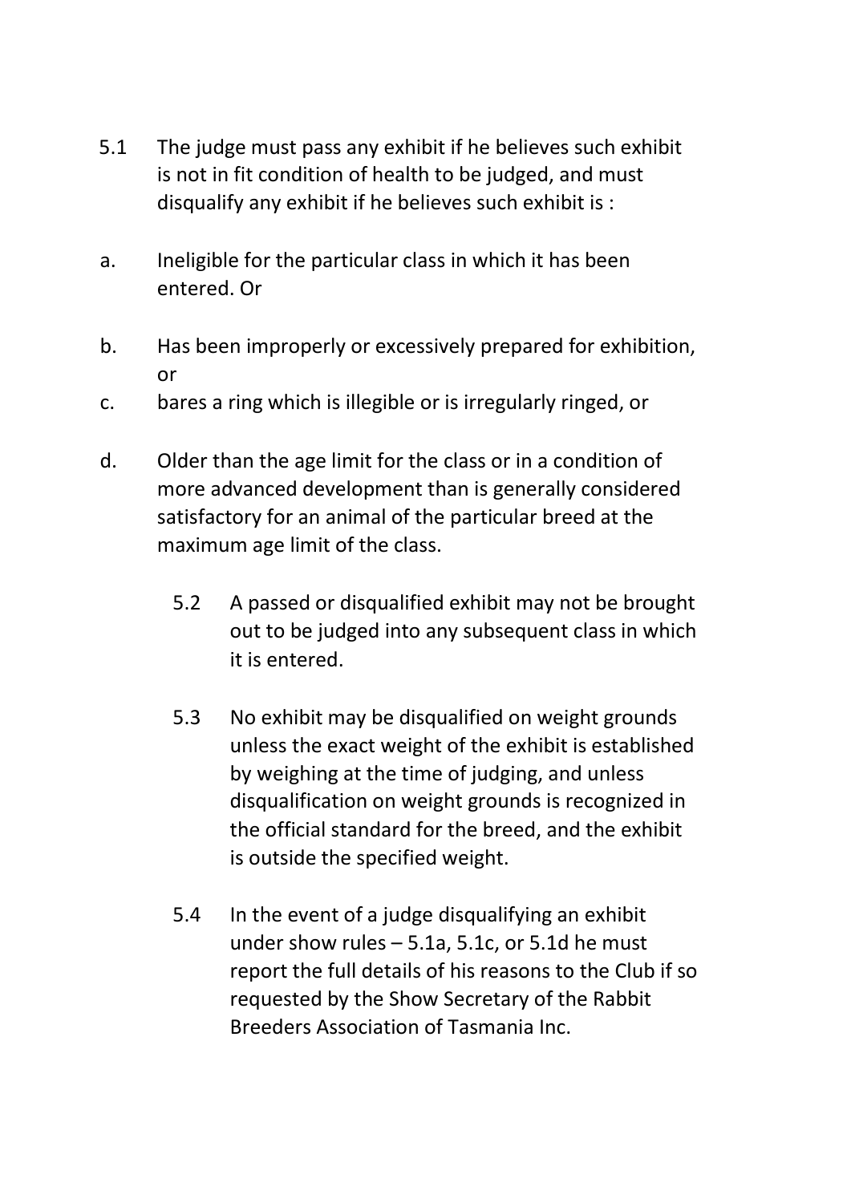5.1 The judge must pass any exhibit if he believes such exhibit is not in fit condition of health to be judged, and must disqualify any exhibit if he believes such exhibit is :

a. Ineligible for the particular class in which it has been entered. Or

b. Has been improperly or excessively prepared for exhibition, or

c. bares a ring which is illegible or is irregularly ringed, or

d. Older than the age limit for the class or in a condition of more advanced development than is generally considered satisfactory for an animal of the particular breed at the maximum age limit of the class.

5.2 A passed or disqualified exhibit may not be brought out to be judged into any subsequent class in which it is entered.

5.3 No exhibit may be disqualified on weight grounds unless the exact weight of the exhibit is established by weighing at the time of judging, and unless disqualification on weight grounds is recognized in the official standard for the breed, and the exhibit is outside the specified weight.

5.4 In the event of a judge disqualifying an exhibit under show rules – 5.1a, 5.1c, or 5.1d he must report the full details of his reasons to the Club if so requested by the Show Secretary of the Rabbit Breeders Association of Tasmania Inc.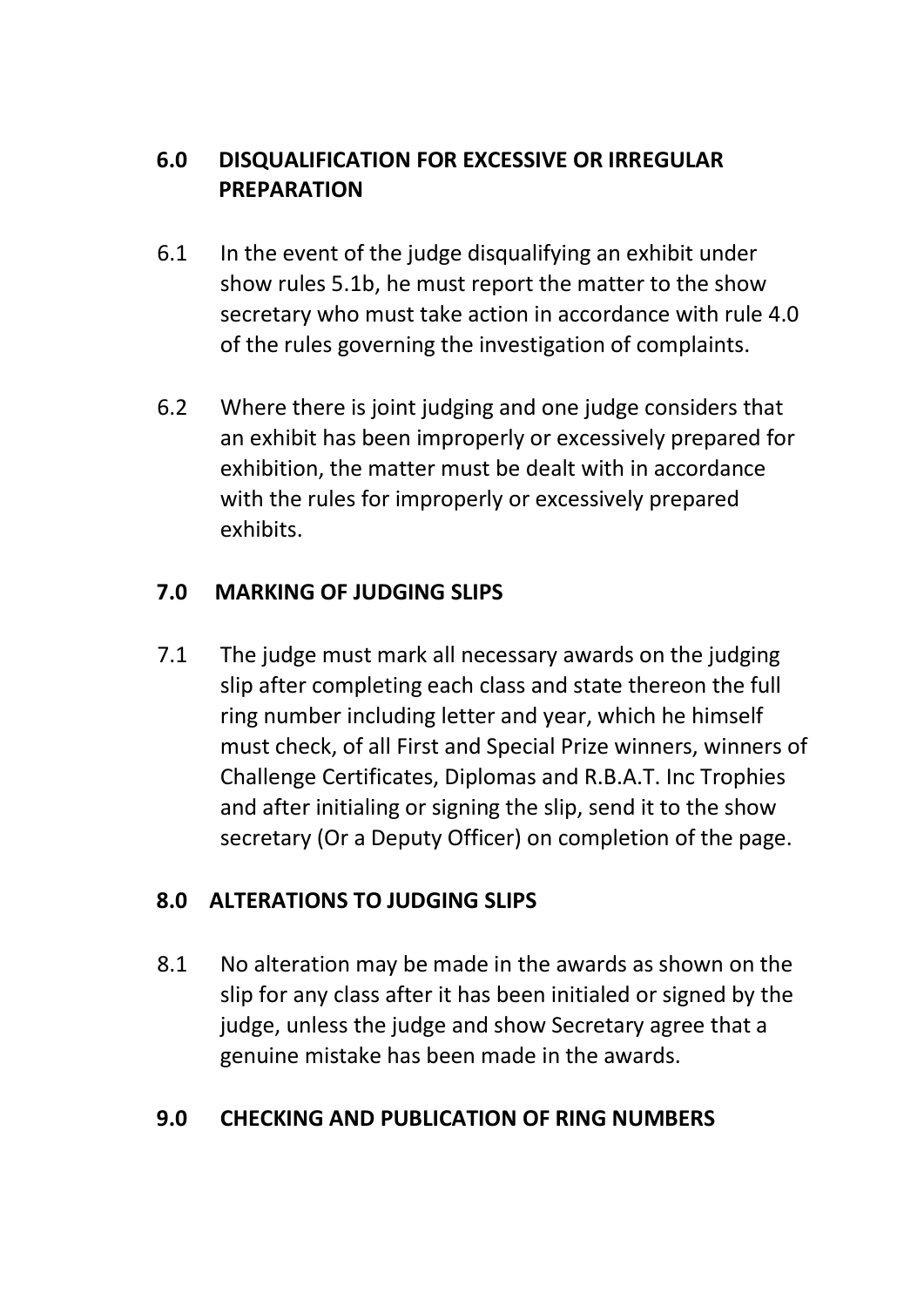## 6.0 DISQUALIFICATION FOR EXCESSIVE OR IRREGULAR PREPARATION

6.1 In the event of the judge disqualifying an exhibit under show rules 5.1b, he must report the matter to the show secretary who must take action in accordance with rule 4.0 of the rules governing the investigation of complaints.

6.2 Where there is joint judging and one judge considers that an exhibit has been improperly or excessively prepared for exhibition, the matter must be dealt with in accordance with the rules for improperly or excessively prepared exhibits.

## 7.0 MARKING OF JUDGING SLIPS

7.1 The judge must mark all necessary awards on the judging slip after completing each class and state thereon the full ring number including letter and year, which he himself must check, of all First and Special Prize winners, winners of Challenge Certificates, Diplomas and R.B.A.T. Inc Trophies and after initialing or signing the slip, send it to the show secretary (Or a Deputy Officer) on completion of the page.

## 8.0 ALTERATIONS TO JUDGING SLIPS

8.1 No alteration may be made in the awards as shown on the slip for any class after it has been initialed or signed by the judge, unless the judge and show Secretary agree that a genuine mistake has been made in the awards.

## 9.0 CHECKING AND PUBLICATION OF RING NUMBERS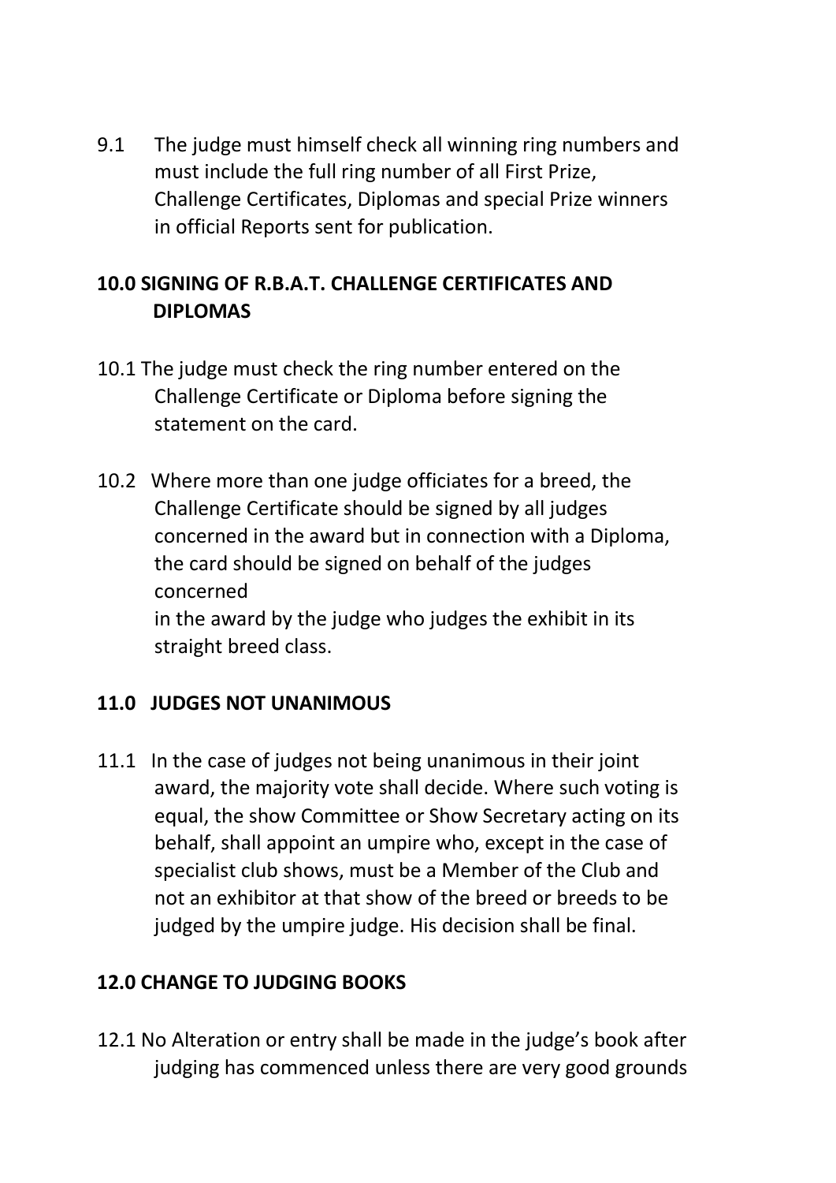9.1 The judge must himself check all winning ring numbers and must include the full ring number of all First Prize, Challenge Certificates, Diplomas and special Prize winners in official Reports sent for publication.

## 10.0 SIGNING OF R.B.A.T. CHALLENGE CERTIFICATES AND DIPLOMAS

10.1 The judge must check the ring number entered on the Challenge Certificate or Diploma before signing the statement on the card.

10.2 Where more than one judge officiates for a breed, the Challenge Certificate should be signed by all judges concerned in the award but in connection with a Diploma, the card should be signed on behalf of the judges concerned in the award by the judge who judges the exhibit in its straight breed class.

## 11.0 JUDGES NOT UNANIMOUS

11.1 In the case of judges not being unanimous in their joint award, the majority vote shall decide. Where such voting is equal, the show Committee or Show Secretary acting on its behalf, shall appoint an umpire who, except in the case of specialist club shows, must be a Member of the Club and not an exhibitor at that show of the breed or breeds to be judged by the umpire judge. His decision shall be final.

## 12.0 CHANGE TO JUDGING BOOKS

12.1 No Alteration or entry shall be made in the judge's book after judging has commenced unless there are very good grounds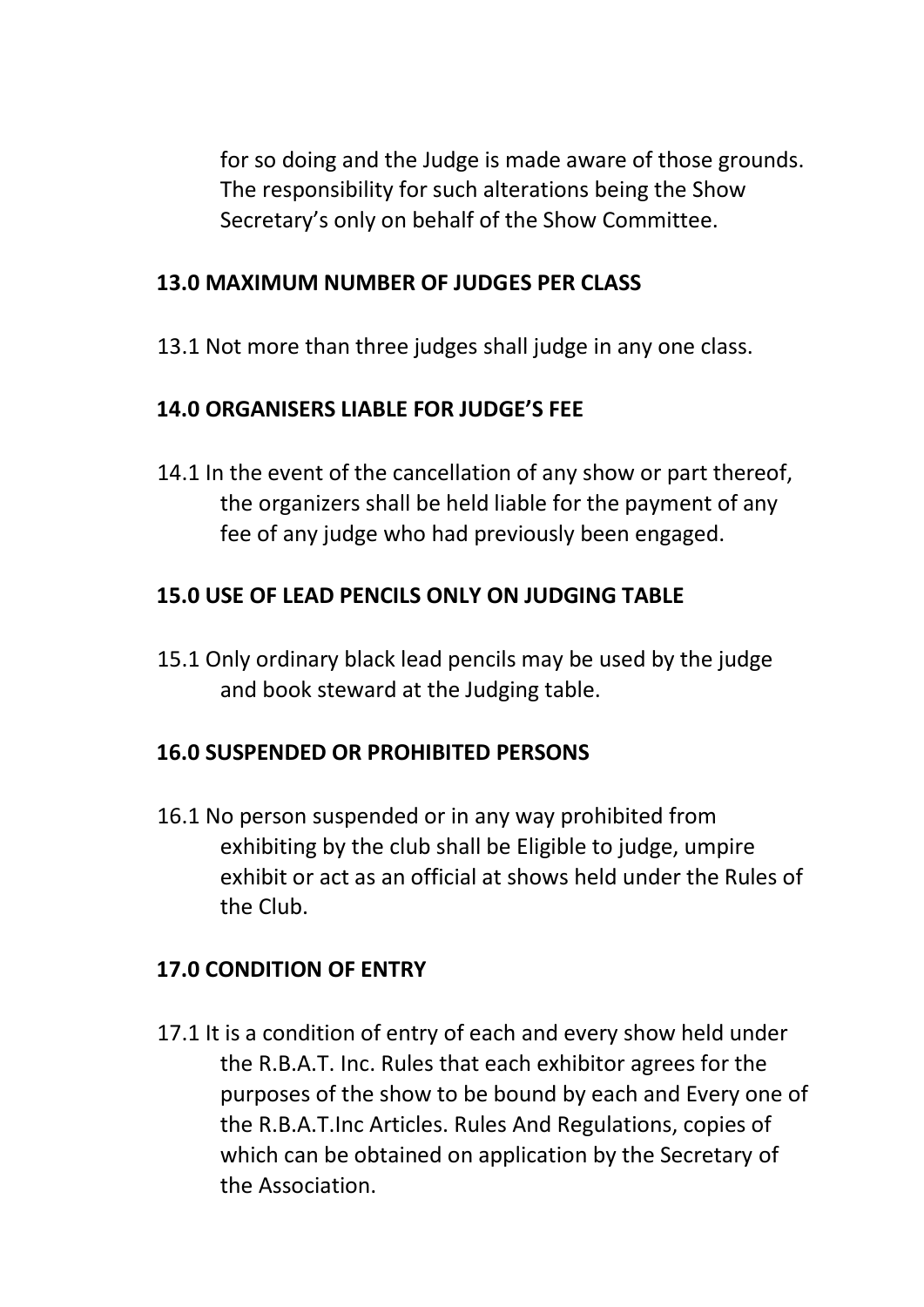for so doing and the Judge is made aware of those grounds. The responsibility for such alterations being the Show Secretary's only on behalf of the Show Committee.

**13.0 MAXIMUM NUMBER OF JUDGES PER CLASS**

13.1 Not more than three judges shall judge in any one class.

**14.0 ORGANISERS LIABLE FOR JUDGE'S FEE**

14.1 In the event of the cancellation of any show or part thereof, the organizers shall be held liable for the payment of any fee of any judge who had previously been engaged.

**15.0 USE OF LEAD PENCILS ONLY ON JUDGING TABLE**

15.1 Only ordinary black lead pencils may be used by the judge and book steward at the Judging table.

**16.0 SUSPENDED OR PROHIBITED PERSONS**

16.1 No person suspended or in any way prohibited from exhibiting by the club shall be Eligible to judge, umpire exhibit or act as an official at shows held under the Rules of the Club.

**17.0 CONDITION OF ENTRY**

17.1 It is a condition of entry of each and every show held under the R.B.A.T. Inc. Rules that each exhibitor agrees for the purposes of the show to be bound by each and Every one of the R.B.A.T.Inc Articles. Rules And Regulations, copies of which can be obtained on application by the Secretary of the Association.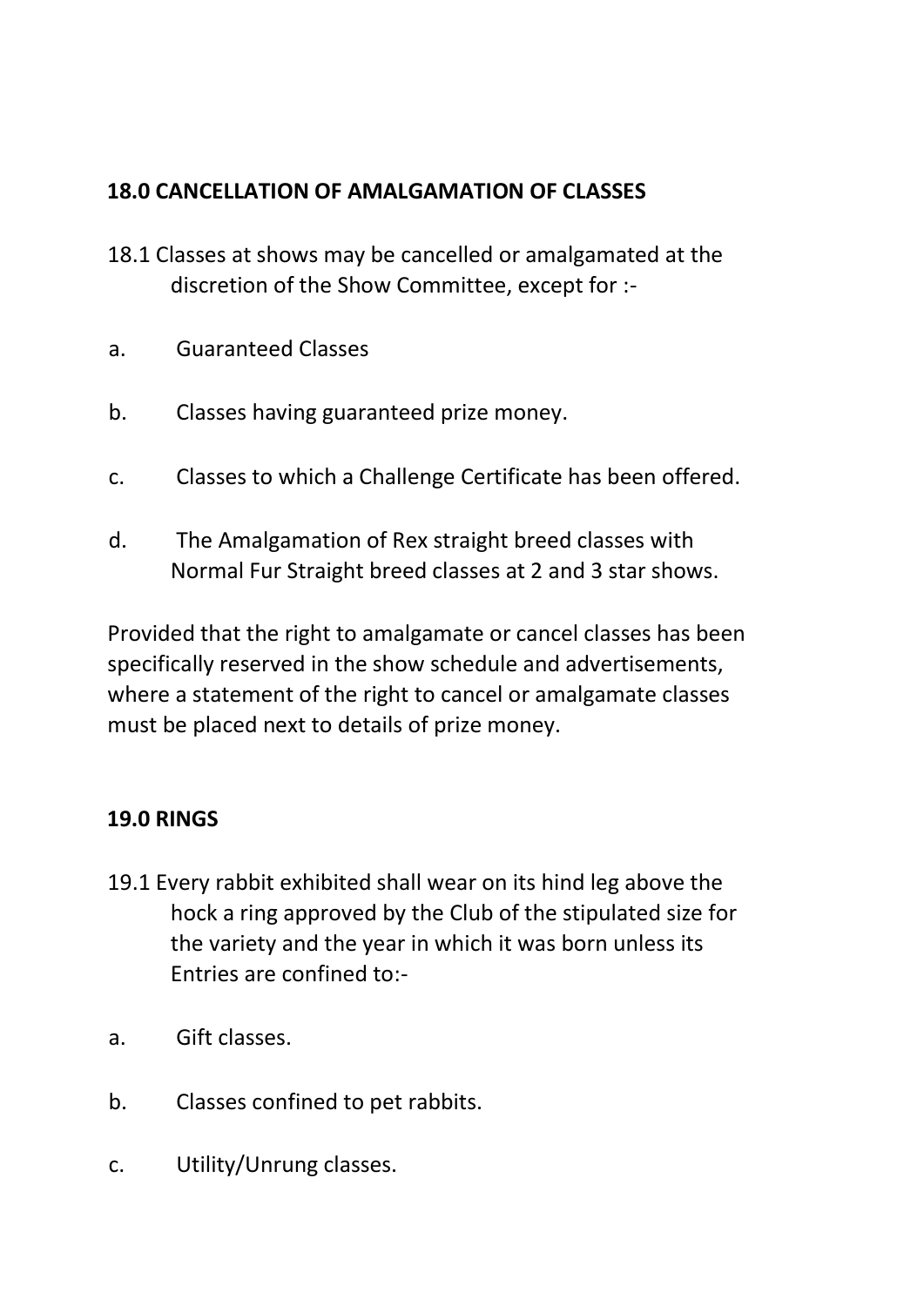## 18.0 CANCELLATION OF AMALGAMATION OF CLASSES

18.1 Classes at shows may be cancelled or amalgamated at the discretion of the Show Committee, except for :-

a. Guaranteed Classes

b. Classes having guaranteed prize money.

c. Classes to which a Challenge Certificate has been offered.

d. The Amalgamation of Rex straight breed classes with Normal Fur Straight breed classes at 2 and 3 star shows.

Provided that the right to amalgamate or cancel classes has been specifically reserved in the show schedule and advertisements, where a statement of the right to cancel or amalgamate classes must be placed next to details of prize money.

## 19.0 RINGS

19.1 Every rabbit exhibited shall wear on its hind leg above the hock a ring approved by the Club of the stipulated size for the variety and the year in which it was born unless its Entries are confined to:-

a. Gift classes.

b. Classes confined to pet rabbits.

c. Utility/Unrung classes.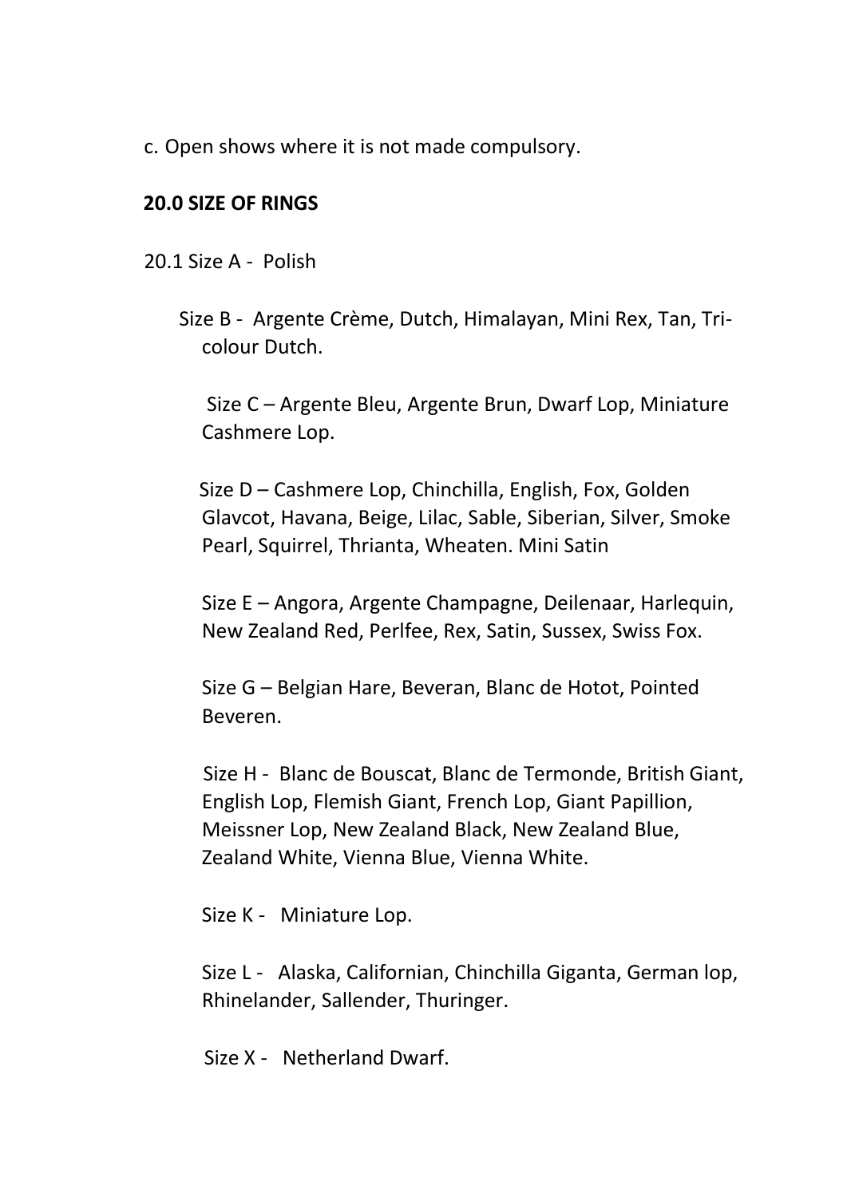c. Open shows where it is not made compulsory.

**20.0 SIZE OF RINGS**

20.1 Size A - Polish

Size B - Argente Crème, Dutch, Himalayan, Mini Rex, Tan, Tri-colour Dutch.

Size C – Argente Bleu, Argente Brun, Dwarf Lop, Miniature Cashmere Lop.

Size D – Cashmere Lop, Chinchilla, English, Fox, Golden Glavcot, Havana, Beige, Lilac, Sable, Siberian, Silver, Smoke Pearl, Squirrel, Thrianta, Wheaten. Mini Satin

Size E – Angora, Argente Champagne, Deilenaar, Harlequin, New Zealand Red, Perlfee, Rex, Satin, Sussex, Swiss Fox.

Size G – Belgian Hare, Beveran, Blanc de Hotot, Pointed Beveren.

Size H - Blanc de Bouscat, Blanc de Termonde, British Giant, English Lop, Flemish Giant, French Lop, Giant Papillion, Meissner Lop, New Zealand Black, New Zealand Blue, Zealand White, Vienna Blue, Vienna White.

Size K - Miniature Lop.

Size L - Alaska, Californian, Chinchilla Giganta, German lop, Rhinelander, Sallender, Thuringer.

Size X - Netherland Dwarf.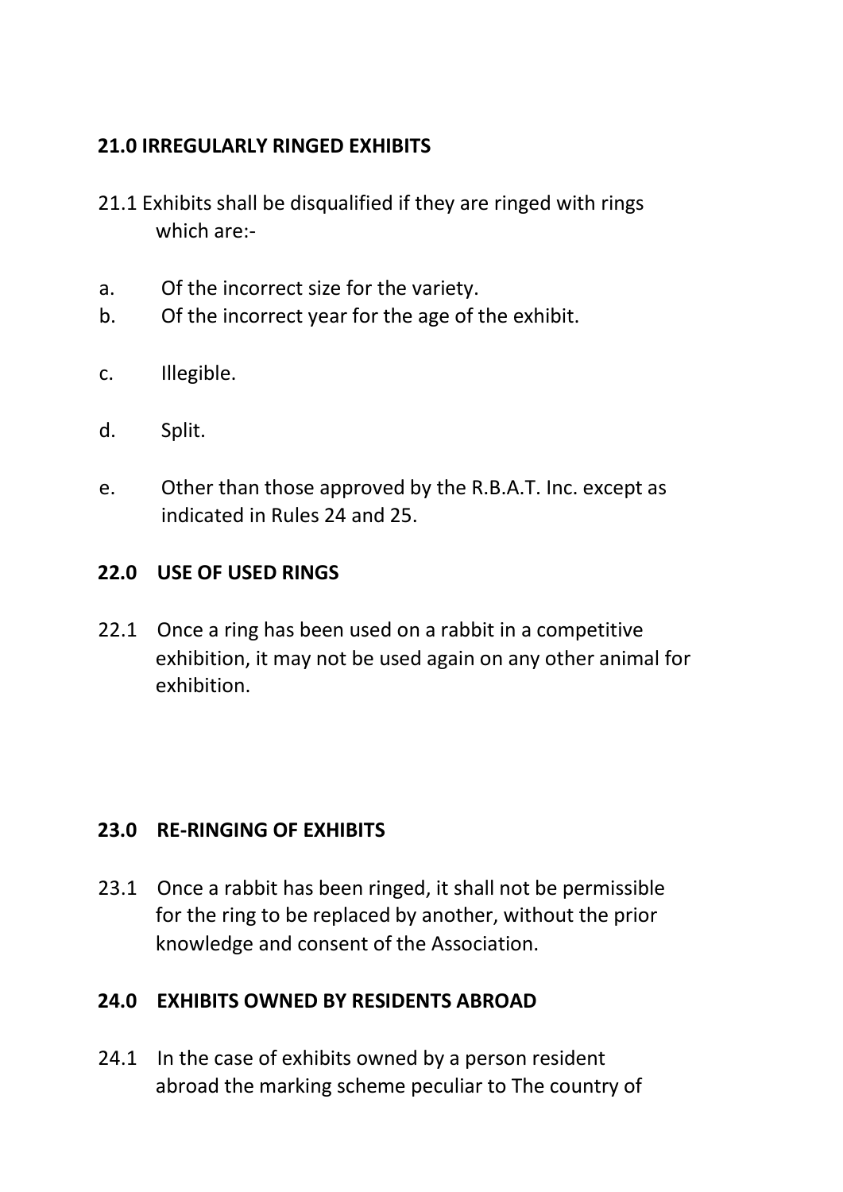## 21.0 IRREGULARLY RINGED EXHIBITS

21.1 Exhibits shall be disqualified if they are ringed with rings which are:-

a. Of the incorrect size for the variety.
b. Of the incorrect year for the age of the exhibit.
c. Illegible.
d. Split.
e. Other than those approved by the R.B.A.T. Inc. except as indicated in Rules 24 and 25.

## 22.0 USE OF USED RINGS

22.1 Once a ring has been used on a rabbit in a competitive exhibition, it may not be used again on any other animal for exhibition.

## 23.0 RE-RINGING OF EXHIBITS

23.1 Once a rabbit has been ringed, it shall not be permissible for the ring to be replaced by another, without the prior knowledge and consent of the Association.

## 24.0 EXHIBITS OWNED BY RESIDENTS ABROAD

24.1 In the case of exhibits owned by a person resident abroad the marking scheme peculiar to The country of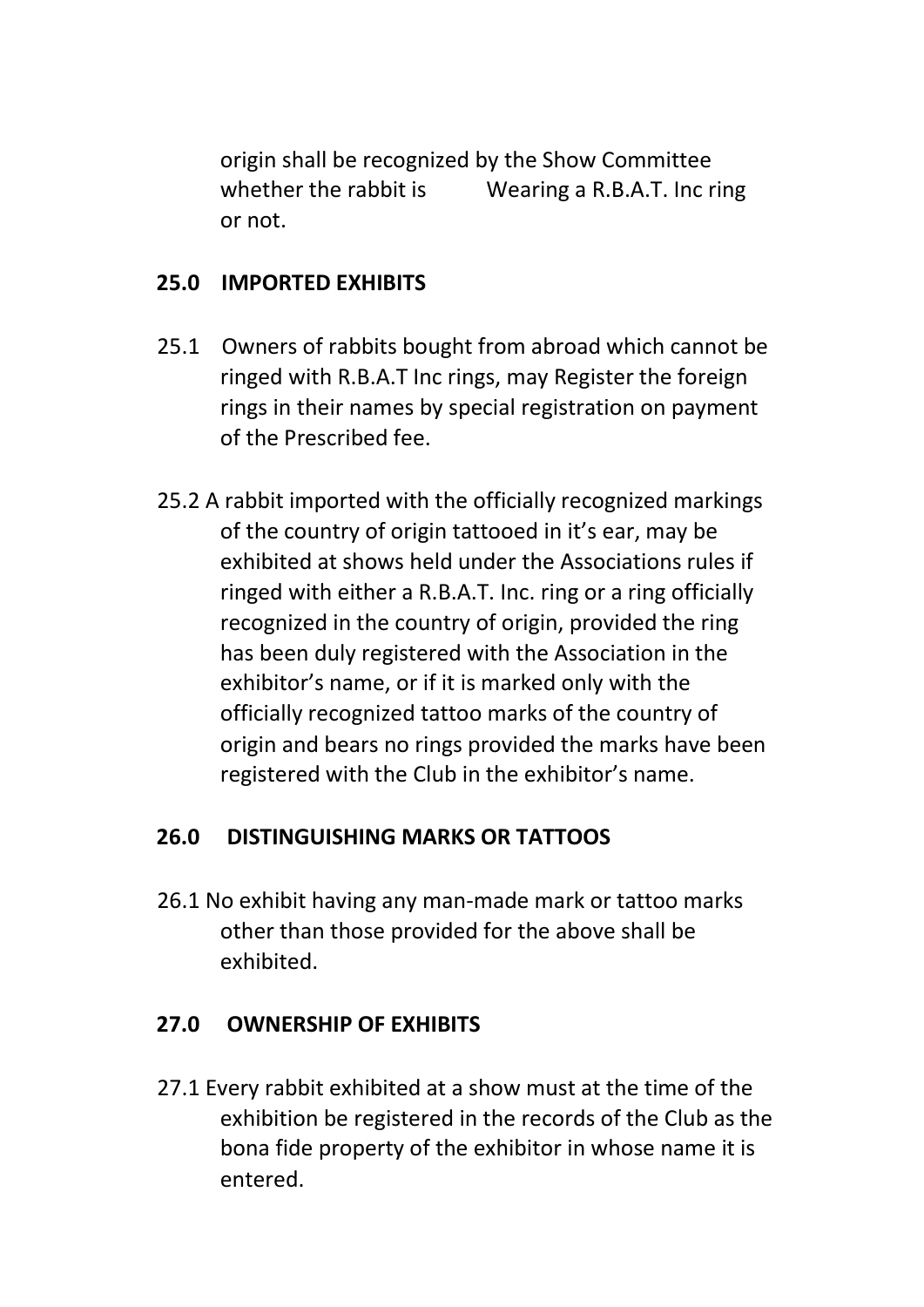origin shall be recognized by the Show Committee whether the rabbit is Wearing a R.B.A.T. Inc ring or not.

## 25.0 IMPORTED EXHIBITS

25.1 Owners of rabbits bought from abroad which cannot be ringed with R.B.A.T Inc rings, may Register the foreign rings in their names by special registration on payment of the Prescribed fee.

25.2 A rabbit imported with the officially recognized markings of the country of origin tattooed in it's ear, may be exhibited at shows held under the Associations rules if ringed with either a R.B.A.T. Inc. ring or a ring officially recognized in the country of origin, provided the ring has been duly registered with the Association in the exhibitor's name, or if it is marked only with the officially recognized tattoo marks of the country of origin and bears no rings provided the marks have been registered with the Club in the exhibitor's name.

## 26.0 DISTINGUISHING MARKS OR TATTOOS

26.1 No exhibit having any man-made mark or tattoo marks other than those provided for the above shall be exhibited.

## 27.0 OWNERSHIP OF EXHIBITS

27.1 Every rabbit exhibited at a show must at the time of the exhibition be registered in the records of the Club as the bona fide property of the exhibitor in whose name it is entered.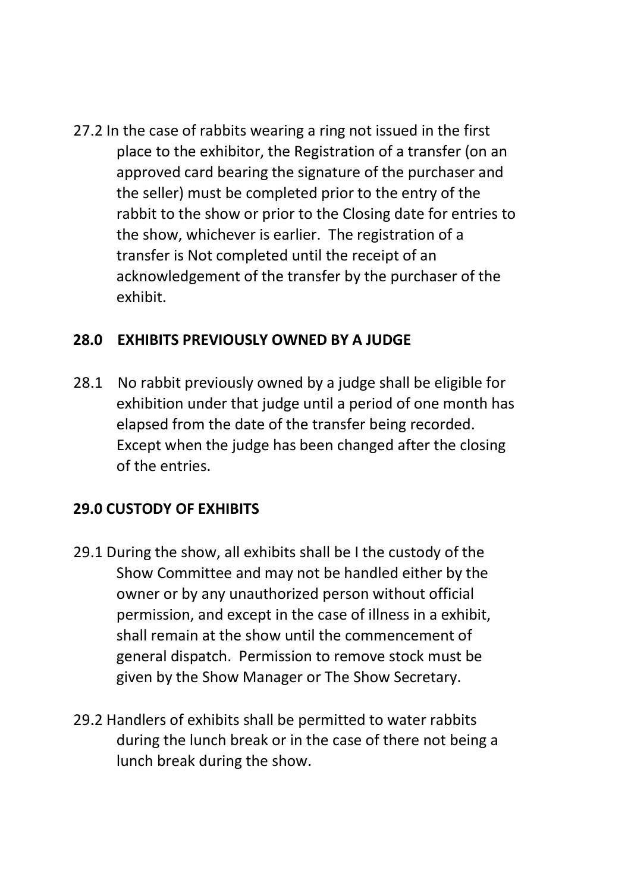27.2 In the case of rabbits wearing a ring not issued in the first place to the exhibitor, the Registration of a transfer (on an approved card bearing the signature of the purchaser and the seller) must be completed prior to the entry of the rabbit to the show or prior to the Closing date for entries to the show, whichever is earlier. The registration of a transfer is Not completed until the receipt of an acknowledgement of the transfer by the purchaser of the exhibit.

## 28.0 EXHIBITS PREVIOUSLY OWNED BY A JUDGE

28.1 No rabbit previously owned by a judge shall be eligible for exhibition under that judge until a period of one month has elapsed from the date of the transfer being recorded. Except when the judge has been changed after the closing of the entries.

## 29.0 CUSTODY OF EXHIBITS

29.1 During the show, all exhibits shall be I the custody of the Show Committee and may not be handled either by the owner or by any unauthorized person without official permission, and except in the case of illness in a exhibit, shall remain at the show until the commencement of general dispatch. Permission to remove stock must be given by the Show Manager or The Show Secretary.

29.2 Handlers of exhibits shall be permitted to water rabbits during the lunch break or in the case of there not being a lunch break during the show.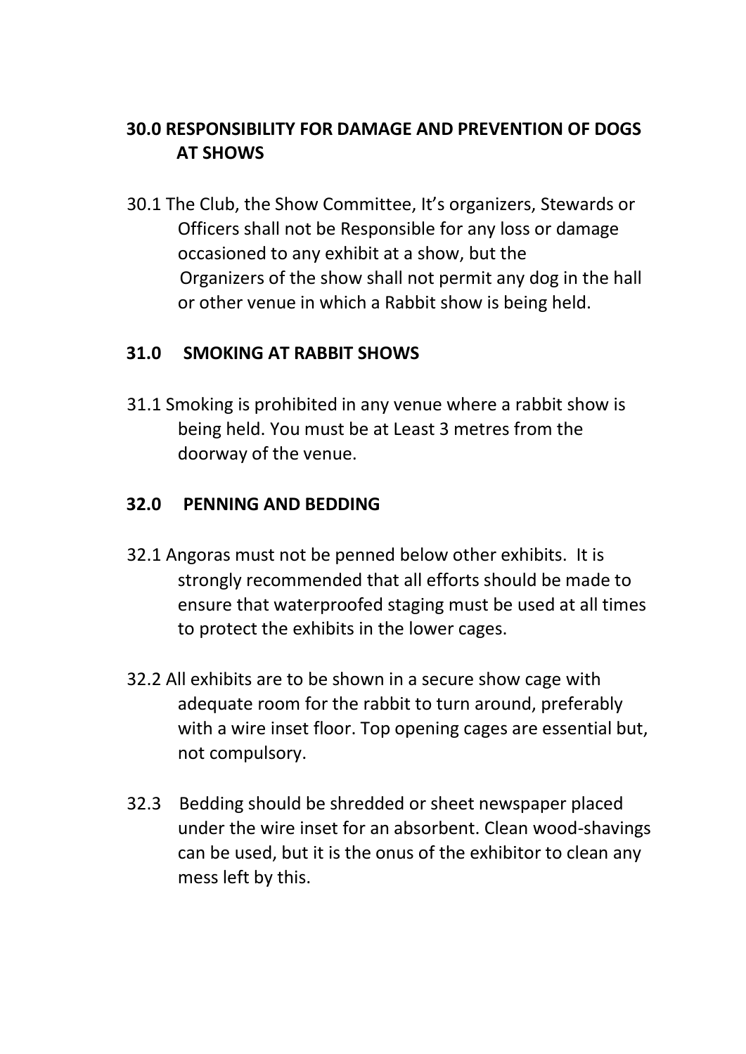## 30.0 RESPONSIBILITY FOR DAMAGE AND PREVENTION OF DOGS AT SHOWS

30.1 The Club, the Show Committee, It's organizers, Stewards or Officers shall not be Responsible for any loss or damage occasioned to any exhibit at a show, but the Organizers of the show shall not permit any dog in the hall or other venue in which a Rabbit show is being held.

## 31.0 SMOKING AT RABBIT SHOWS

31.1 Smoking is prohibited in any venue where a rabbit show is being held. You must be at Least 3 metres from the doorway of the venue.

## 32.0 PENNING AND BEDDING

32.1 Angoras must not be penned below other exhibits. It is strongly recommended that all efforts should be made to ensure that waterproofed staging must be used at all times to protect the exhibits in the lower cages.

32.2 All exhibits are to be shown in a secure show cage with adequate room for the rabbit to turn around, preferably with a wire inset floor. Top opening cages are essential but, not compulsory.

32.3 Bedding should be shredded or sheet newspaper placed under the wire inset for an absorbent. Clean wood-shavings can be used, but it is the onus of the exhibitor to clean any mess left by this.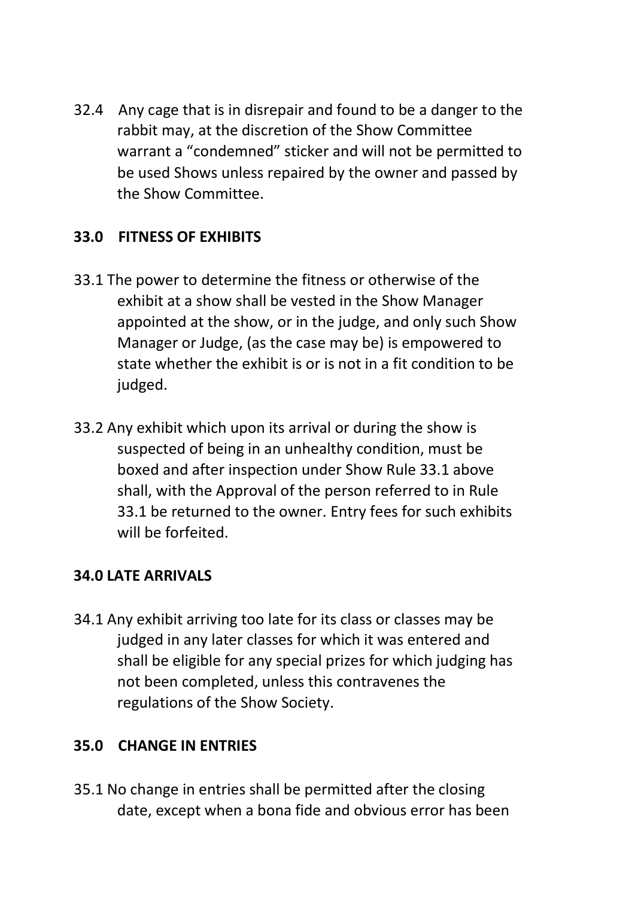32.4 Any cage that is in disrepair and found to be a danger to the rabbit may, at the discretion of the Show Committee warrant a “condemned” sticker and will not be permitted to be used Shows unless repaired by the owner and passed by the Show Committee.

## 33.0 FITNESS OF EXHIBITS

33.1 The power to determine the fitness or otherwise of the exhibit at a show shall be vested in the Show Manager appointed at the show, or in the judge, and only such Show Manager or Judge, (as the case may be) is empowered to state whether the exhibit is or is not in a fit condition to be judged.

33.2 Any exhibit which upon its arrival or during the show is suspected of being in an unhealthy condition, must be boxed and after inspection under Show Rule 33.1 above shall, with the Approval of the person referred to in Rule 33.1 be returned to the owner. Entry fees for such exhibits will be forfeited.

## 34.0 LATE ARRIVALS

34.1 Any exhibit arriving too late for its class or classes may be judged in any later classes for which it was entered and shall be eligible for any special prizes for which judging has not been completed, unless this contravenes the regulations of the Show Society.

## 35.0 CHANGE IN ENTRIES

35.1 No change in entries shall be permitted after the closing date, except when a bona fide and obvious error has been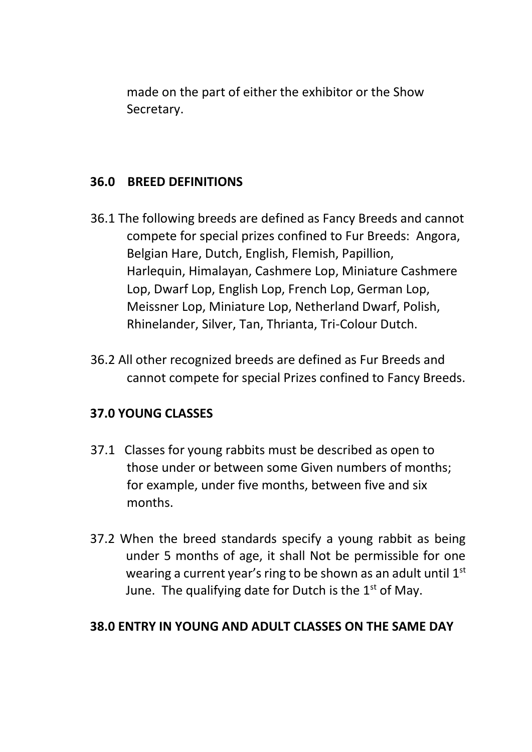made on the part of either the exhibitor or the Show Secretary.

## 36.0 BREED DEFINITIONS

36.1 The following breeds are defined as Fancy Breeds and cannot compete for special prizes confined to Fur Breeds: Angora, Belgian Hare, Dutch, English, Flemish, Papillion, Harlequin, Himalayan, Cashmere Lop, Miniature Cashmere Lop, Dwarf Lop, English Lop, French Lop, German Lop, Meissner Lop, Miniature Lop, Netherland Dwarf, Polish, Rhinelander, Silver, Tan, Thrianta, Tri-Colour Dutch.

36.2 All other recognized breeds are defined as Fur Breeds and cannot compete for special Prizes confined to Fancy Breeds.

## 37.0 YOUNG CLASSES

37.1 Classes for young rabbits must be described as open to those under or between some Given numbers of months; for example, under five months, between five and six months.

37.2 When the breed standards specify a young rabbit as being under 5 months of age, it shall Not be permissible for one wearing a current year's ring to be shown as an adult until 1st June. The qualifying date for Dutch is the 1st of May.

## 38.0 ENTRY IN YOUNG AND ADULT CLASSES ON THE SAME DAY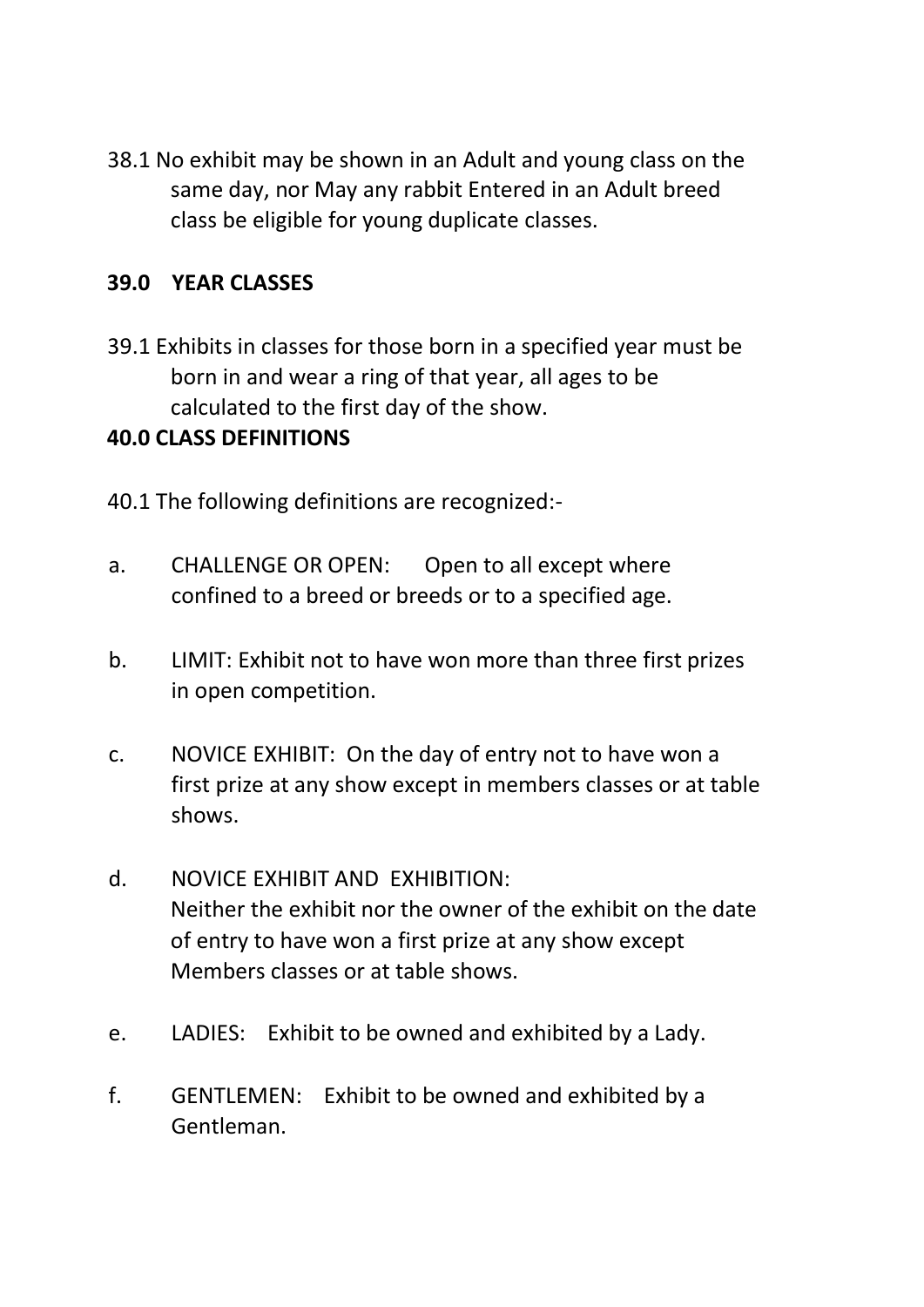38.1 No exhibit may be shown in an Adult and young class on the same day, nor May any rabbit Entered in an Adult breed class be eligible for young duplicate classes.

## 39.0 YEAR CLASSES

39.1 Exhibits in classes for those born in a specified year must be born in and wear a ring of that year, all ages to be calculated to the first day of the show.

## 40.0 CLASS DEFINITIONS

40.1 The following definitions are recognized:-

a. CHALLENGE OR OPEN: Open to all except where confined to a breed or breeds or to a specified age.

b. LIMIT: Exhibit not to have won more than three first prizes in open competition.

c. NOVICE EXHIBIT: On the day of entry not to have won a first prize at any show except in members classes or at table shows.

d. NOVICE EXHIBIT AND EXHIBITION: Neither the exhibit nor the owner of the exhibit on the date of entry to have won a first prize at any show except Members classes or at table shows.

e. LADIES: Exhibit to be owned and exhibited by a Lady.

f. GENTLEMEN: Exhibit to be owned and exhibited by a Gentleman.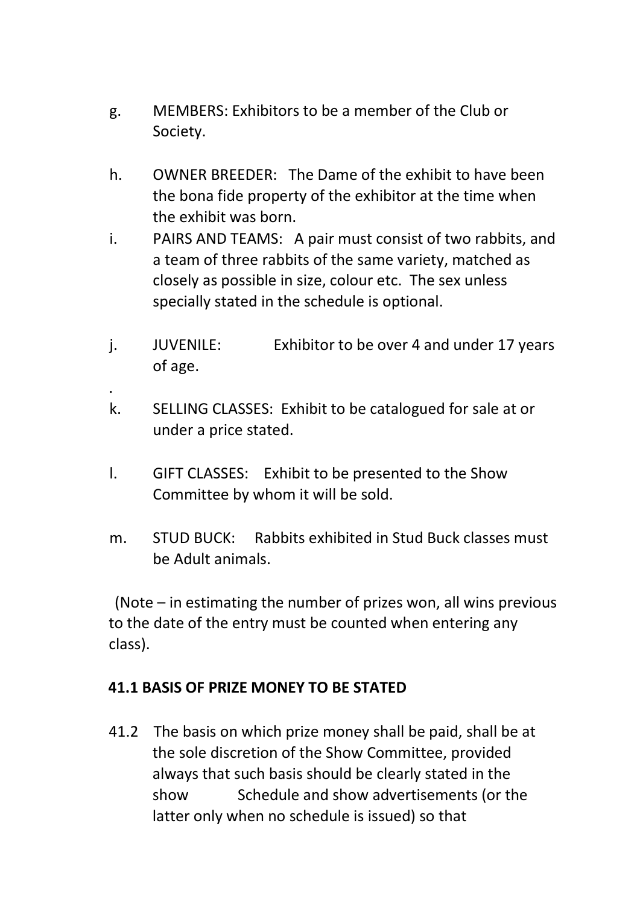g. MEMBERS: Exhibitors to be a member of the Club or Society.

h. OWNER BREEDER: The Dame of the exhibit to have been the bona fide property of the exhibitor at the time when the exhibit was born.

i. PAIRS AND TEAMS: A pair must consist of two rabbits, and a team of three rabbits of the same variety, matched as closely as possible in size, colour etc. The sex unless specially stated in the schedule is optional.

j. JUVENILE: Exhibitor to be over 4 and under 17 years of age.

.

k. SELLING CLASSES: Exhibit to be catalogued for sale at or under a price stated.

l. GIFT CLASSES: Exhibit to be presented to the Show Committee by whom it will be sold.

m. STUD BUCK: Rabbits exhibited in Stud Buck classes must be Adult animals.

(Note – in estimating the number of prizes won, all wins previous to the date of the entry must be counted when entering any class).

**41.1 BASIS OF PRIZE MONEY TO BE STATED**

41.2 The basis on which prize money shall be paid, shall be at the sole discretion of the Show Committee, provided always that such basis should be clearly stated in the show Schedule and show advertisements (or the latter only when no schedule is issued) so that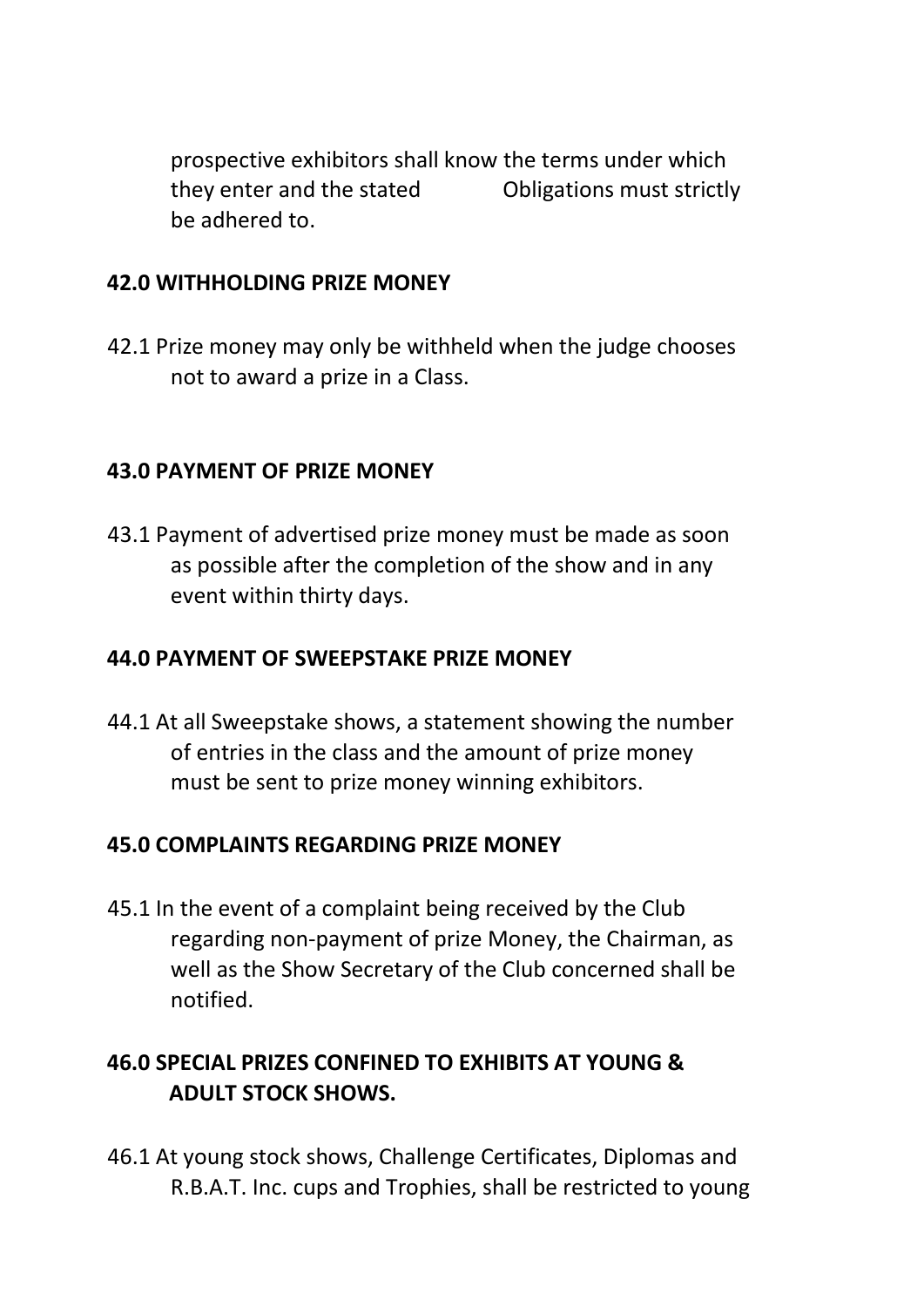prospective exhibitors shall know the terms under which they enter and the stated Obligations must strictly be adhered to.

## 42.0 WITHHOLDING PRIZE MONEY

42.1 Prize money may only be withheld when the judge chooses not to award a prize in a Class.

## 43.0 PAYMENT OF PRIZE MONEY

43.1 Payment of advertised prize money must be made as soon as possible after the completion of the show and in any event within thirty days.

## 44.0 PAYMENT OF SWEEPSTAKE PRIZE MONEY

44.1 At all Sweepstake shows, a statement showing the number of entries in the class and the amount of prize money must be sent to prize money winning exhibitors.

## 45.0 COMPLAINTS REGARDING PRIZE MONEY

45.1 In the event of a complaint being received by the Club regarding non-payment of prize Money, the Chairman, as well as the Show Secretary of the Club concerned shall be notified.

## 46.0 SPECIAL PRIZES CONFINED TO EXHIBITS AT YOUNG & ADULT STOCK SHOWS.

46.1 At young stock shows, Challenge Certificates, Diplomas and R.B.A.T. Inc. cups and Trophies, shall be restricted to young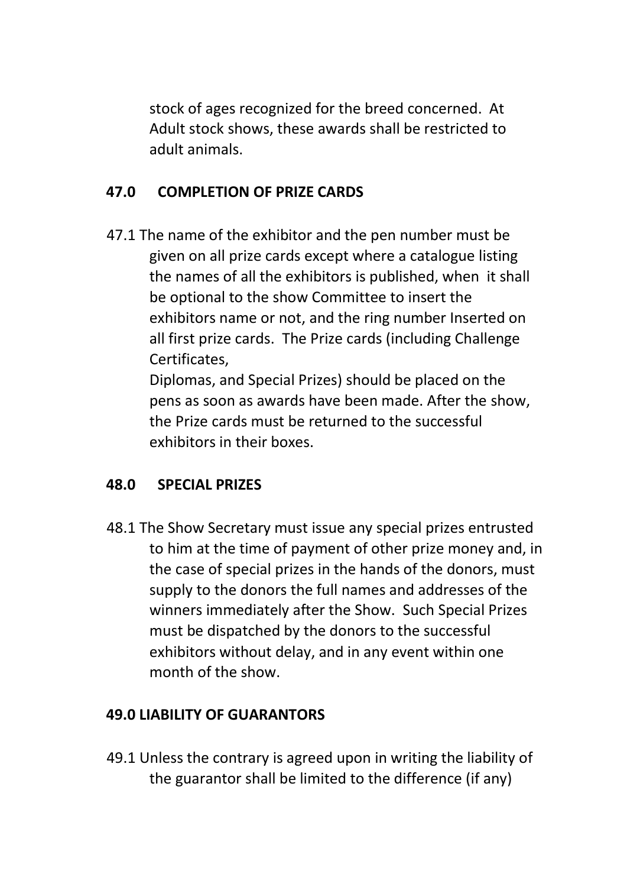stock of ages recognized for the breed concerned. At Adult stock shows, these awards shall be restricted to adult animals.

## 47.0 COMPLETION OF PRIZE CARDS

47.1 The name of the exhibitor and the pen number must be given on all prize cards except where a catalogue listing the names of all the exhibitors is published, when it shall be optional to the show Committee to insert the exhibitors name or not, and the ring number Inserted on all first prize cards. The Prize cards (including Challenge Certificates,

Diplomas, and Special Prizes) should be placed on the pens as soon as awards have been made. After the show, the Prize cards must be returned to the successful exhibitors in their boxes.

## 48.0 SPECIAL PRIZES

48.1 The Show Secretary must issue any special prizes entrusted to him at the time of payment of other prize money and, in the case of special prizes in the hands of the donors, must supply to the donors the full names and addresses of the winners immediately after the Show. Such Special Prizes must be dispatched by the donors to the successful exhibitors without delay, and in any event within one month of the show.

## 49.0 LIABILITY OF GUARANTORS

49.1 Unless the contrary is agreed upon in writing the liability of the guarantor shall be limited to the difference (if any)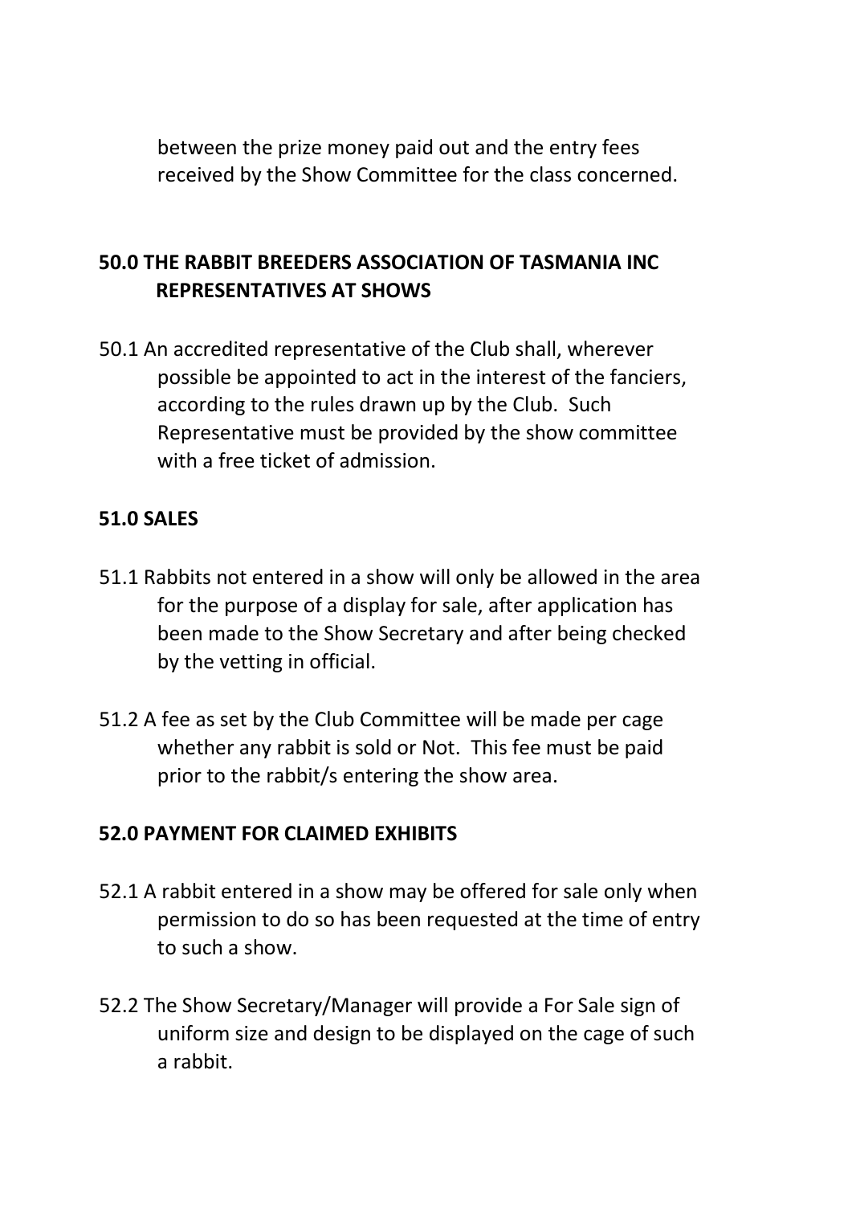between the prize money paid out and the entry fees received by the Show Committee for the class concerned.

## 50.0 THE RABBIT BREEDERS ASSOCIATION OF TASMANIA INC REPRESENTATIVES AT SHOWS

50.1 An accredited representative of the Club shall, wherever possible be appointed to act in the interest of the fanciers, according to the rules drawn up by the Club. Such Representative must be provided by the show committee with a free ticket of admission.

## 51.0 SALES

51.1 Rabbits not entered in a show will only be allowed in the area for the purpose of a display for sale, after application has been made to the Show Secretary and after being checked by the vetting in official.

51.2 A fee as set by the Club Committee will be made per cage whether any rabbit is sold or Not. This fee must be paid prior to the rabbit/s entering the show area.

## 52.0 PAYMENT FOR CLAIMED EXHIBITS

52.1 A rabbit entered in a show may be offered for sale only when permission to do so has been requested at the time of entry to such a show.

52.2 The Show Secretary/Manager will provide a For Sale sign of uniform size and design to be displayed on the cage of such a rabbit.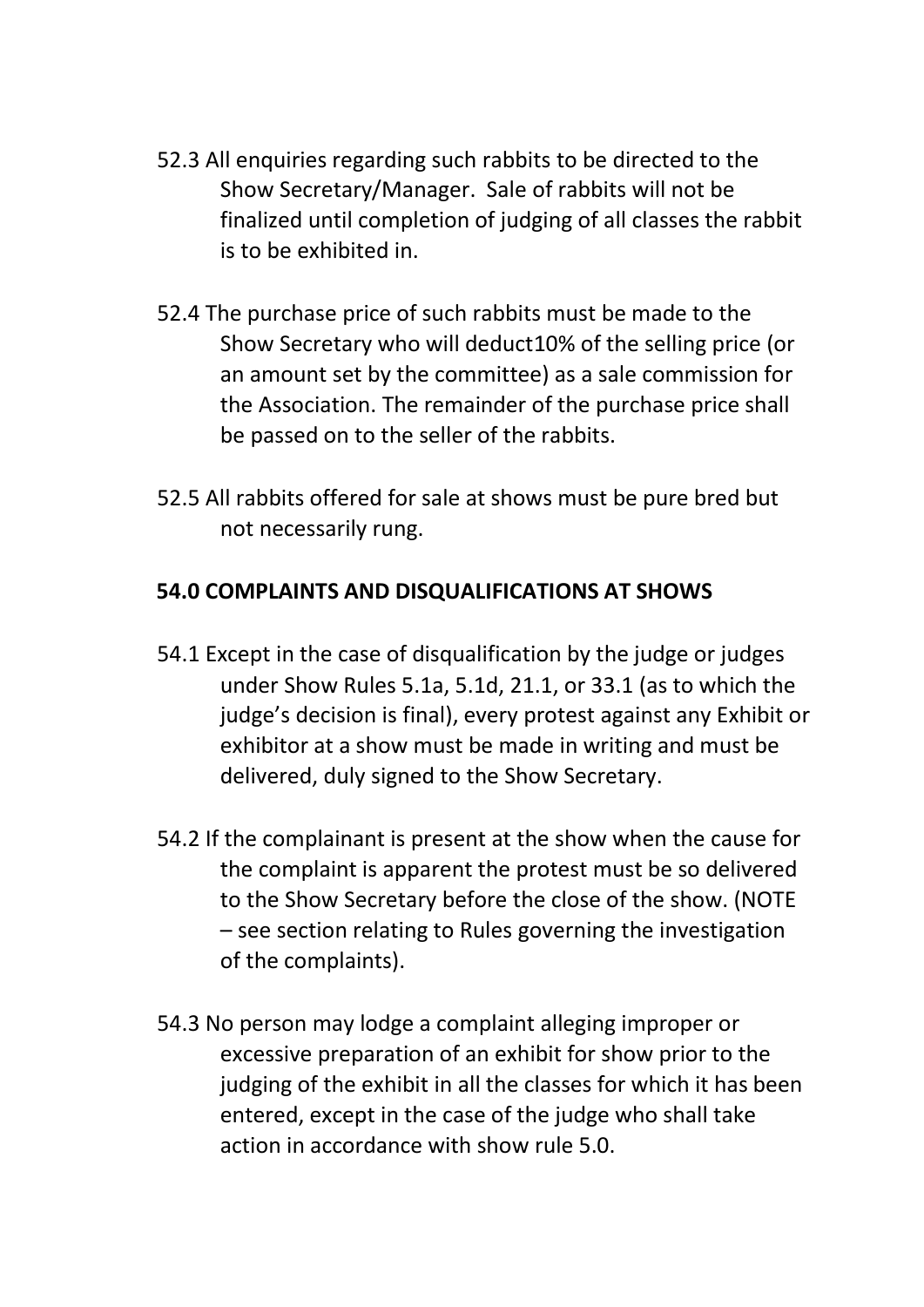52.3 All enquiries regarding such rabbits to be directed to the Show Secretary/Manager.  Sale of rabbits will not be finalized until completion of judging of all classes the rabbit is to be exhibited in.

52.4 The purchase price of such rabbits must be made to the Show Secretary who will deduct10% of the selling price (or an amount set by the committee) as a sale commission for the Association. The remainder of the purchase price shall be passed on to the seller of the rabbits.

52.5 All rabbits offered for sale at shows must be pure bred but not necessarily rung.

## 54.0 COMPLAINTS AND DISQUALIFICATIONS AT SHOWS

54.1 Except in the case of disqualification by the judge or judges under Show Rules 5.1a, 5.1d, 21.1, or 33.1 (as to which the judge's decision is final), every protest against any Exhibit or exhibitor at a show must be made in writing and must be delivered, duly signed to the Show Secretary.

54.2 If the complainant is present at the show when the cause for the complaint is apparent the protest must be so delivered to the Show Secretary before the close of the show. (NOTE – see section relating to Rules governing the investigation of the complaints).

54.3 No person may lodge a complaint alleging improper or excessive preparation of an exhibit for show prior to the judging of the exhibit in all the classes for which it has been entered, except in the case of the judge who shall take action in accordance with show rule 5.0.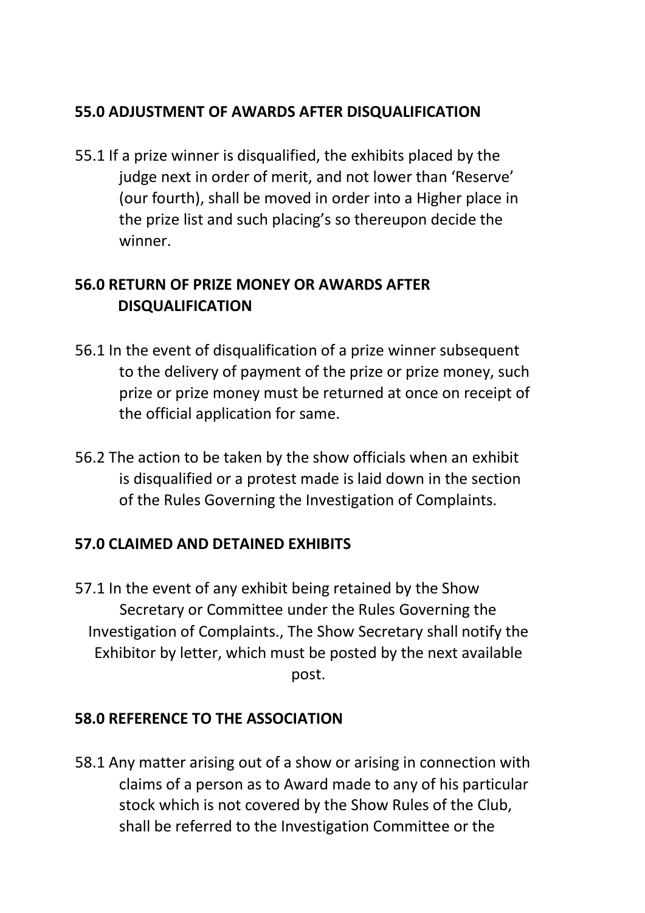**55.0 ADJUSTMENT OF AWARDS AFTER DISQUALIFICATION**

55.1 If a prize winner is disqualified, the exhibits placed by the judge next in order of merit, and not lower than 'Reserve' (our fourth), shall be moved in order into a Higher place in the prize list and such placing's so thereupon decide the winner.

**56.0 RETURN OF PRIZE MONEY OR AWARDS AFTER DISQUALIFICATION**

56.1 In the event of disqualification of a prize winner subsequent to the delivery of payment of the prize or prize money, such prize or prize money must be returned at once on receipt of the official application for same.

56.2 The action to be taken by the show officials when an exhibit is disqualified or a protest made is laid down in the section of the Rules Governing the Investigation of Complaints.

**57.0 CLAIMED AND DETAINED EXHIBITS**

57.1 In the event of any exhibit being retained by the Show Secretary or Committee under the Rules Governing the Investigation of Complaints., The Show Secretary shall notify the Exhibitor by letter, which must be posted by the next available post.

**58.0 REFERENCE TO THE ASSOCIATION**

58.1 Any matter arising out of a show or arising in connection with claims of a person as to Award made to any of his particular stock which is not covered by the Show Rules of the Club, shall be referred to the Investigation Committee or the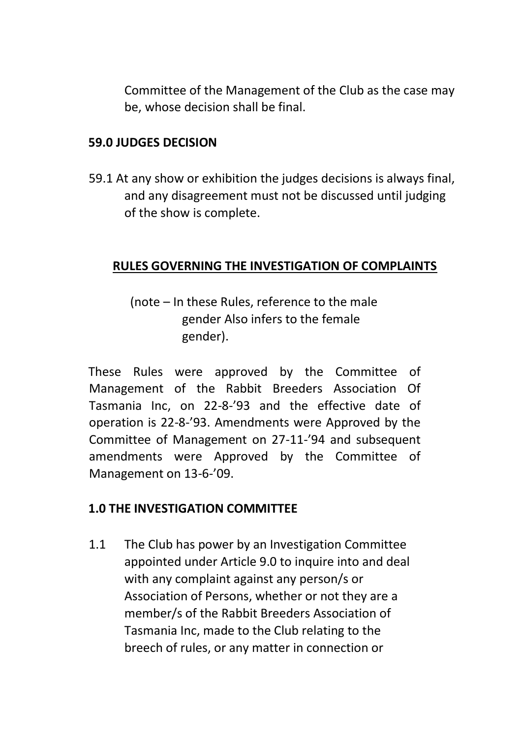Committee of the Management of the Club as the case may be, whose decision shall be final.

**59.0 JUDGES DECISION**

59.1 At any show or exhibition the judges decisions is always final, and any disagreement must not be discussed until judging of the show is complete.

## RULES GOVERNING THE INVESTIGATION OF COMPLAINTS

(note – In these Rules, reference to the male gender Also infers to the female gender).

These Rules were approved by the Committee of Management of the Rabbit Breeders Association Of Tasmania Inc, on 22-8-'93 and the effective date of operation is 22-8-'93. Amendments were Approved by the Committee of Management on 27-11-'94 and subsequent amendments were Approved by the Committee of Management on 13-6-'09.

**1.0 THE INVESTIGATION COMMITTEE**

1.1 The Club has power by an Investigation Committee appointed under Article 9.0 to inquire into and deal with any complaint against any person/s or Association of Persons, whether or not they are a member/s of the Rabbit Breeders Association of Tasmania Inc, made to the Club relating to the breech of rules, or any matter in connection or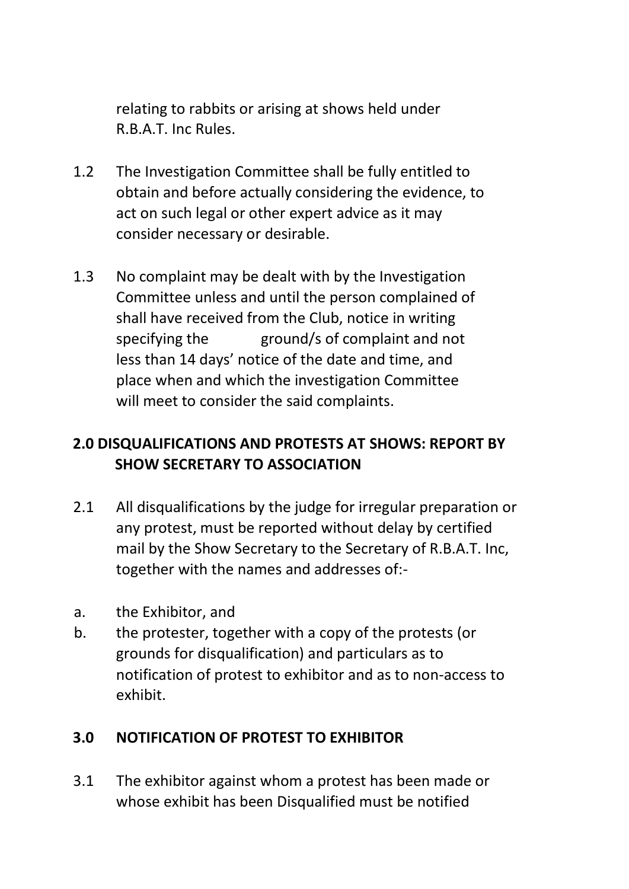relating to rabbits or arising at shows held under R.B.A.T. Inc Rules.

1.2 The Investigation Committee shall be fully entitled to obtain and before actually considering the evidence, to act on such legal or other expert advice as it may consider necessary or desirable.

1.3 No complaint may be dealt with by the Investigation Committee unless and until the person complained of shall have received from the Club, notice in writing specifying the ground/s of complaint and not less than 14 days' notice of the date and time, and place when and which the investigation Committee will meet to consider the said complaints.

## 2.0 DISQUALIFICATIONS AND PROTESTS AT SHOWS: REPORT BY SHOW SECRETARY TO ASSOCIATION

2.1 All disqualifications by the judge for irregular preparation or any protest, must be reported without delay by certified mail by the Show Secretary to the Secretary of R.B.A.T. Inc, together with the names and addresses of:-

a. the Exhibitor, and
b. the protester, together with a copy of the protests (or grounds for disqualification) and particulars as to notification of protest to exhibitor and as to non-access to exhibit.

## 3.0 NOTIFICATION OF PROTEST TO EXHIBITOR

3.1 The exhibitor against whom a protest has been made or whose exhibit has been Disqualified must be notified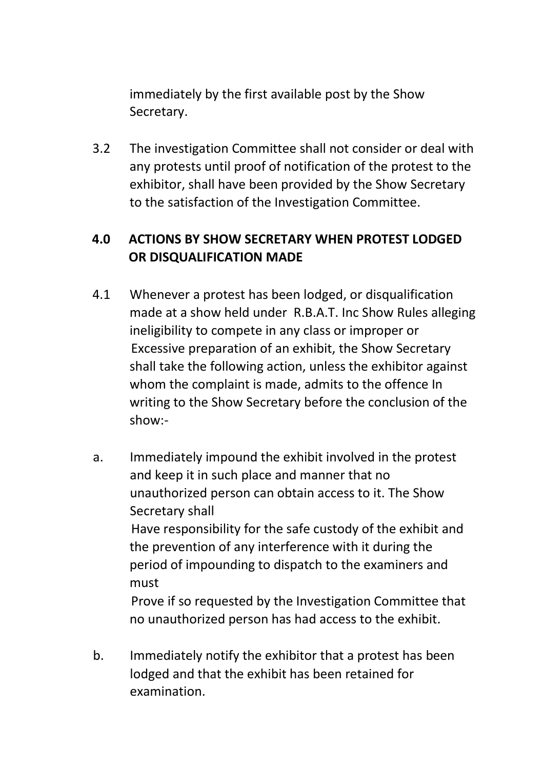immediately by the first available post by the Show Secretary.

3.2 The investigation Committee shall not consider or deal with any protests until proof of notification of the protest to the exhibitor, shall have been provided by the Show Secretary to the satisfaction of the Investigation Committee.

## 4.0 ACTIONS BY SHOW SECRETARY WHEN PROTEST LODGED OR DISQUALIFICATION MADE

4.1 Whenever a protest has been lodged, or disqualification made at a show held under R.B.A.T. Inc Show Rules alleging ineligibility to compete in any class or improper or Excessive preparation of an exhibit, the Show Secretary shall take the following action, unless the exhibitor against whom the complaint is made, admits to the offence In writing to the Show Secretary before the conclusion of the show:-

a. Immediately impound the exhibit involved in the protest and keep it in such place and manner that no unauthorized person can obtain access to it. The Show Secretary shall Have responsibility for the safe custody of the exhibit and the prevention of any interference with it during the period of impounding to dispatch to the examiners and must Prove if so requested by the Investigation Committee that no unauthorized person has had access to the exhibit.

b. Immediately notify the exhibitor that a protest has been lodged and that the exhibit has been retained for examination.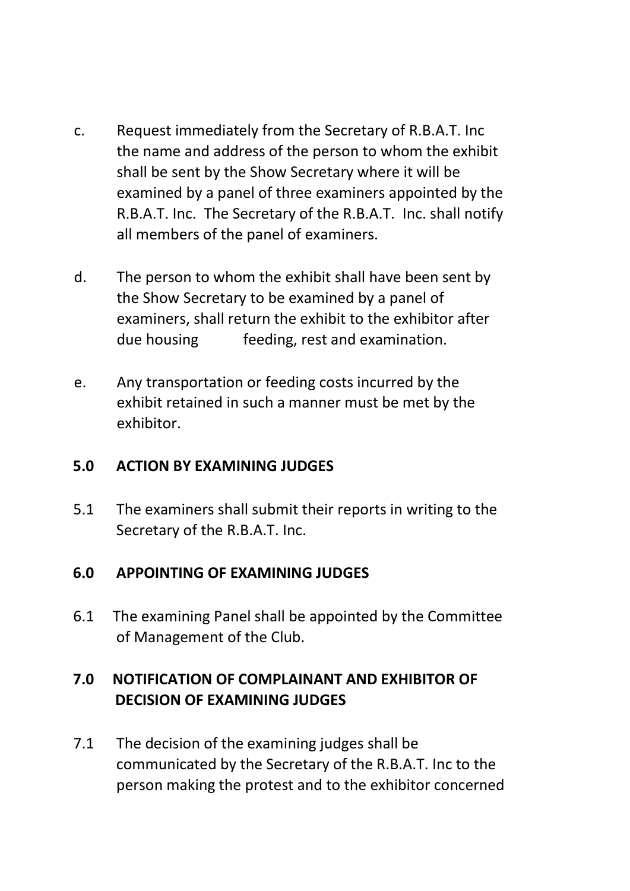c. Request immediately from the Secretary of R.B.A.T. Inc the name and address of the person to whom the exhibit shall be sent by the Show Secretary where it will be examined by a panel of three examiners appointed by the R.B.A.T. Inc. The Secretary of the R.B.A.T. Inc. shall notify all members of the panel of examiners.

d. The person to whom the exhibit shall have been sent by the Show Secretary to be examined by a panel of examiners, shall return the exhibit to the exhibitor after due housing feeding, rest and examination.

e. Any transportation or feeding costs incurred by the exhibit retained in such a manner must be met by the exhibitor.

**5.0 ACTION BY EXAMINING JUDGES**

5.1 The examiners shall submit their reports in writing to the Secretary of the R.B.A.T. Inc.

**6.0 APPOINTING OF EXAMINING JUDGES**

6.1 The examining Panel shall be appointed by the Committee of Management of the Club.

**7.0 NOTIFICATION OF COMPLAINANT AND EXHIBITOR OF DECISION OF EXAMINING JUDGES**

7.1 The decision of the examining judges shall be communicated by the Secretary of the R.B.A.T. Inc to the person making the protest and to the exhibitor concerned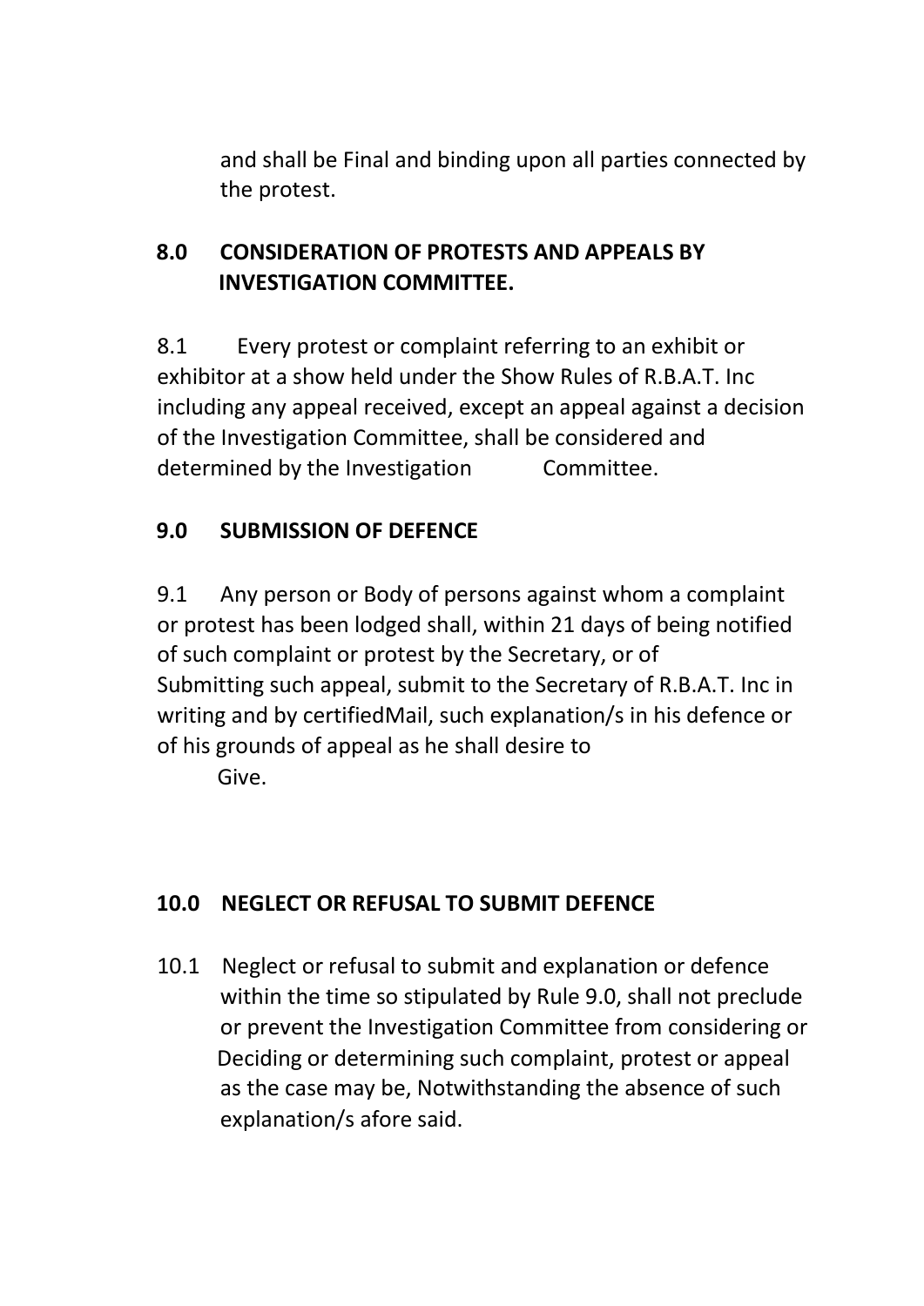and shall be Final and binding upon all parties connected by the protest.

## 8.0 CONSIDERATION OF PROTESTS AND APPEALS BY INVESTIGATION COMMITTEE.

8.1 Every protest or complaint referring to an exhibit or exhibitor at a show held under the Show Rules of R.B.A.T. Inc including any appeal received, except an appeal against a decision of the Investigation Committee, shall be considered and determined by the Investigation Committee.

## 9.0 SUBMISSION OF DEFENCE

9.1 Any person or Body of persons against whom a complaint or protest has been lodged shall, within 21 days of being notified of such complaint or protest by the Secretary, or of Submitting such appeal, submit to the Secretary of R.B.A.T. Inc in writing and by certifiedMail, such explanation/s in his defence or of his grounds of appeal as he shall desire to Give.

## 10.0 NEGLECT OR REFUSAL TO SUBMIT DEFENCE

10.1 Neglect or refusal to submit and explanation or defence within the time so stipulated by Rule 9.0, shall not preclude or prevent the Investigation Committee from considering or Deciding or determining such complaint, protest or appeal as the case may be, Notwithstanding the absence of such explanation/s afore said.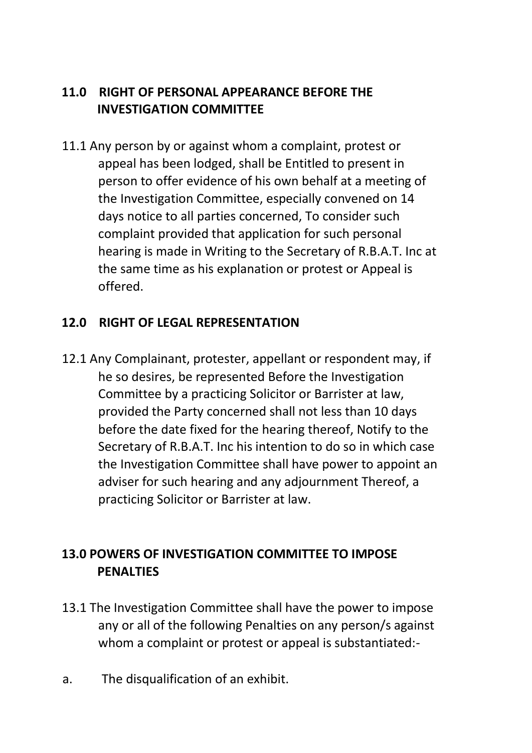## 11.0 RIGHT OF PERSONAL APPEARANCE BEFORE THE INVESTIGATION COMMITTEE

11.1 Any person by or against whom a complaint, protest or appeal has been lodged, shall be Entitled to present in person to offer evidence of his own behalf at a meeting of the Investigation Committee, especially convened on 14 days notice to all parties concerned, To consider such complaint provided that application for such personal hearing is made in Writing to the Secretary of R.B.A.T. Inc at the same time as his explanation or protest or Appeal is offered.

## 12.0 RIGHT OF LEGAL REPRESENTATION

12.1 Any Complainant, protester, appellant or respondent may, if he so desires, be represented Before the Investigation Committee by a practicing Solicitor or Barrister at law, provided the Party concerned shall not less than 10 days before the date fixed for the hearing thereof, Notify to the Secretary of R.B.A.T. Inc his intention to do so in which case the Investigation Committee shall have power to appoint an adviser for such hearing and any adjournment Thereof, a practicing Solicitor or Barrister at law.

## 13.0 POWERS OF INVESTIGATION COMMITTEE TO IMPOSE PENALTIES

13.1 The Investigation Committee shall have the power to impose any or all of the following Penalties on any person/s against whom a complaint or protest or appeal is substantiated:-

a. The disqualification of an exhibit.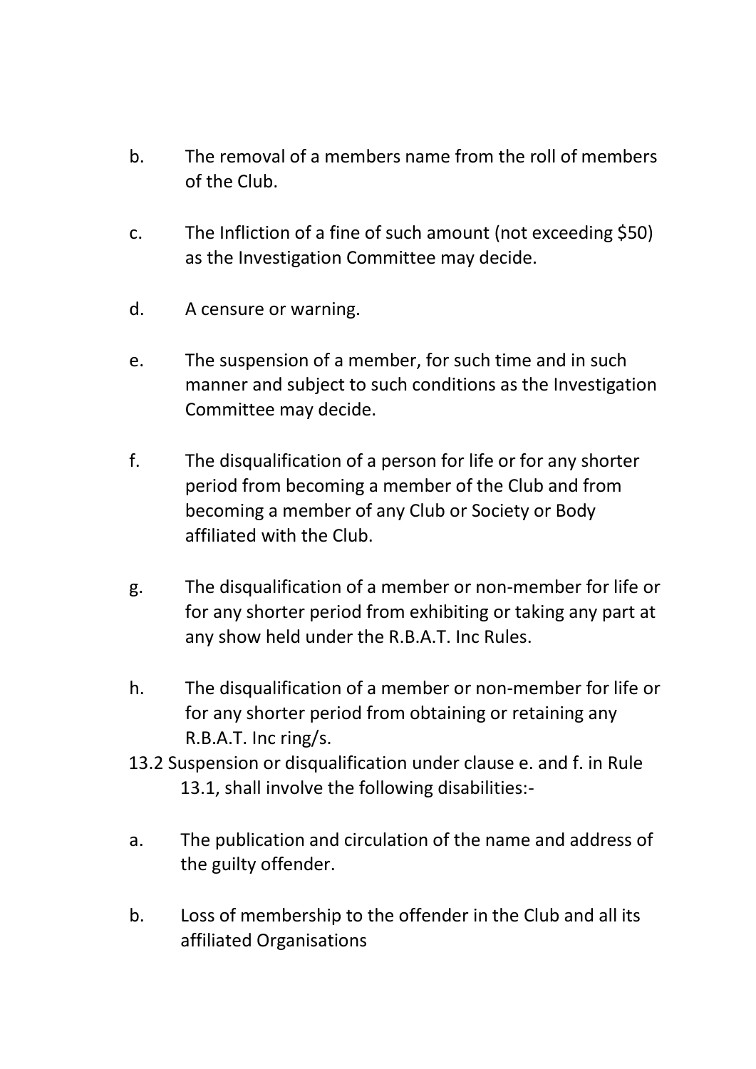b. The removal of a members name from the roll of members of the Club.

c. The Infliction of a fine of such amount (not exceeding $50) as the Investigation Committee may decide.

d. A censure or warning.

e. The suspension of a member, for such time and in such manner and subject to such conditions as the Investigation Committee may decide.

f. The disqualification of a person for life or for any shorter period from becoming a member of the Club and from becoming a member of any Club or Society or Body affiliated with the Club.

g. The disqualification of a member or non-member for life or for any shorter period from exhibiting or taking any part at any show held under the R.B.A.T. Inc Rules.

h. The disqualification of a member or non-member for life or for any shorter period from obtaining or retaining any R.B.A.T. Inc ring/s.

13.2 Suspension or disqualification under clause e. and f. in Rule 13.1, shall involve the following disabilities:-

a. The publication and circulation of the name and address of the guilty offender.

b. Loss of membership to the offender in the Club and all its affiliated Organisations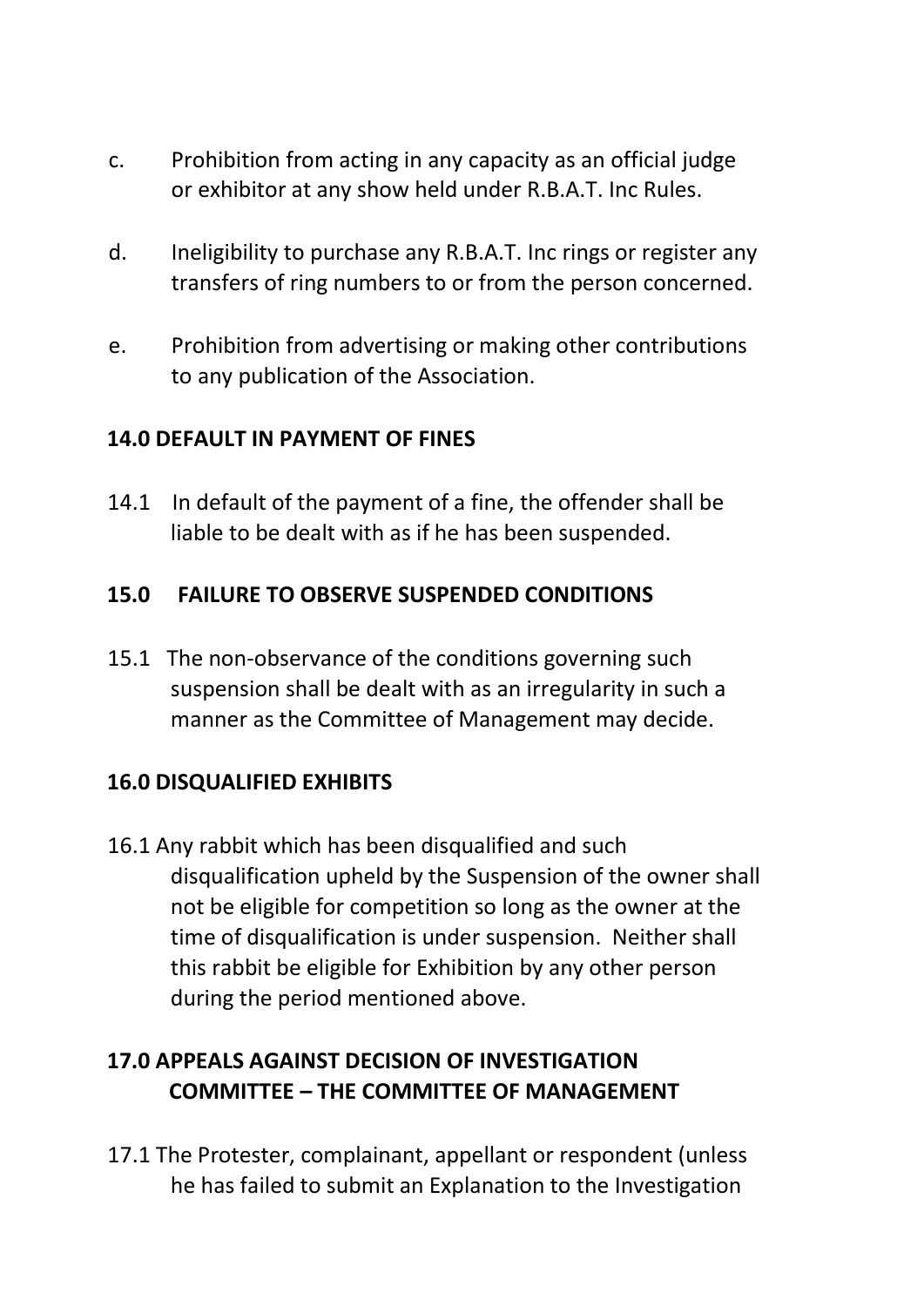c. Prohibition from acting in any capacity as an official judge or exhibitor at any show held under R.B.A.T. Inc Rules.

d. Ineligibility to purchase any R.B.A.T. Inc rings or register any transfers of ring numbers to or from the person concerned.

e. Prohibition from advertising or making other contributions to any publication of the Association.

**14.0 DEFAULT IN PAYMENT OF FINES**

14.1 In default of the payment of a fine, the offender shall be liable to be dealt with as if he has been suspended.

**15.0 FAILURE TO OBSERVE SUSPENDED CONDITIONS**

15.1 The non-observance of the conditions governing such suspension shall be dealt with as an irregularity in such a manner as the Committee of Management may decide.

**16.0 DISQUALIFIED EXHIBITS**

16.1 Any rabbit which has been disqualified and such disqualification upheld by the Suspension of the owner shall not be eligible for competition so long as the owner at the time of disqualification is under suspension. Neither shall this rabbit be eligible for Exhibition by any other person during the period mentioned above.

**17.0 APPEALS AGAINST DECISION OF INVESTIGATION COMMITTEE – THE COMMITTEE OF MANAGEMENT**

17.1 The Protester, complainant, appellant or respondent (unless he has failed to submit an Explanation to the Investigation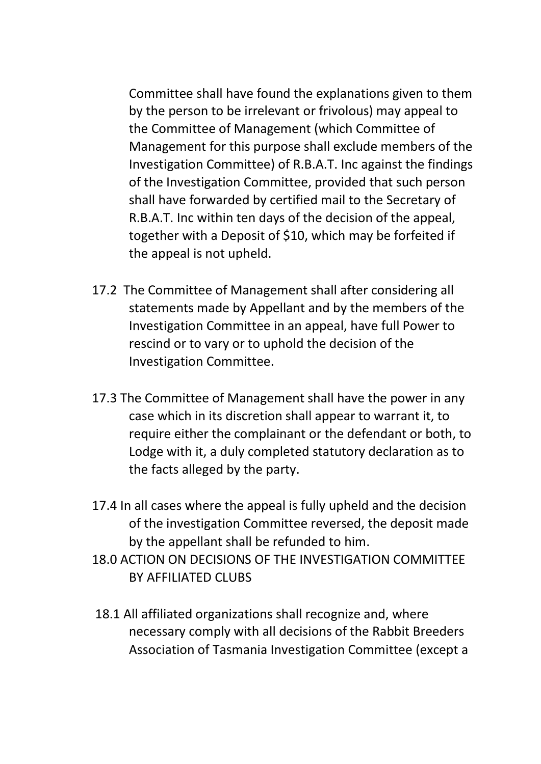Committee shall have found the explanations given to them by the person to be irrelevant or frivolous) may appeal to the Committee of Management (which Committee of Management for this purpose shall exclude members of the Investigation Committee) of R.B.A.T. Inc against the findings of the Investigation Committee, provided that such person shall have forwarded by certified mail to the Secretary of R.B.A.T. Inc within ten days of the decision of the appeal, together with a Deposit of $10, which may be forfeited if the appeal is not upheld.

17.2 The Committee of Management shall after considering all statements made by Appellant and by the members of the Investigation Committee in an appeal, have full Power to rescind or to vary or to uphold the decision of the Investigation Committee.

17.3 The Committee of Management shall have the power in any case which in its discretion shall appear to warrant it, to require either the complainant or the defendant or both, to Lodge with it, a duly completed statutory declaration as to the facts alleged by the party.

17.4 In all cases where the appeal is fully upheld and the decision of the investigation Committee reversed, the deposit made by the appellant shall be refunded to him.

18.0 ACTION ON DECISIONS OF THE INVESTIGATION COMMITTEE BY AFFILIATED CLUBS

18.1 All affiliated organizations shall recognize and, where necessary comply with all decisions of the Rabbit Breeders Association of Tasmania Investigation Committee (except a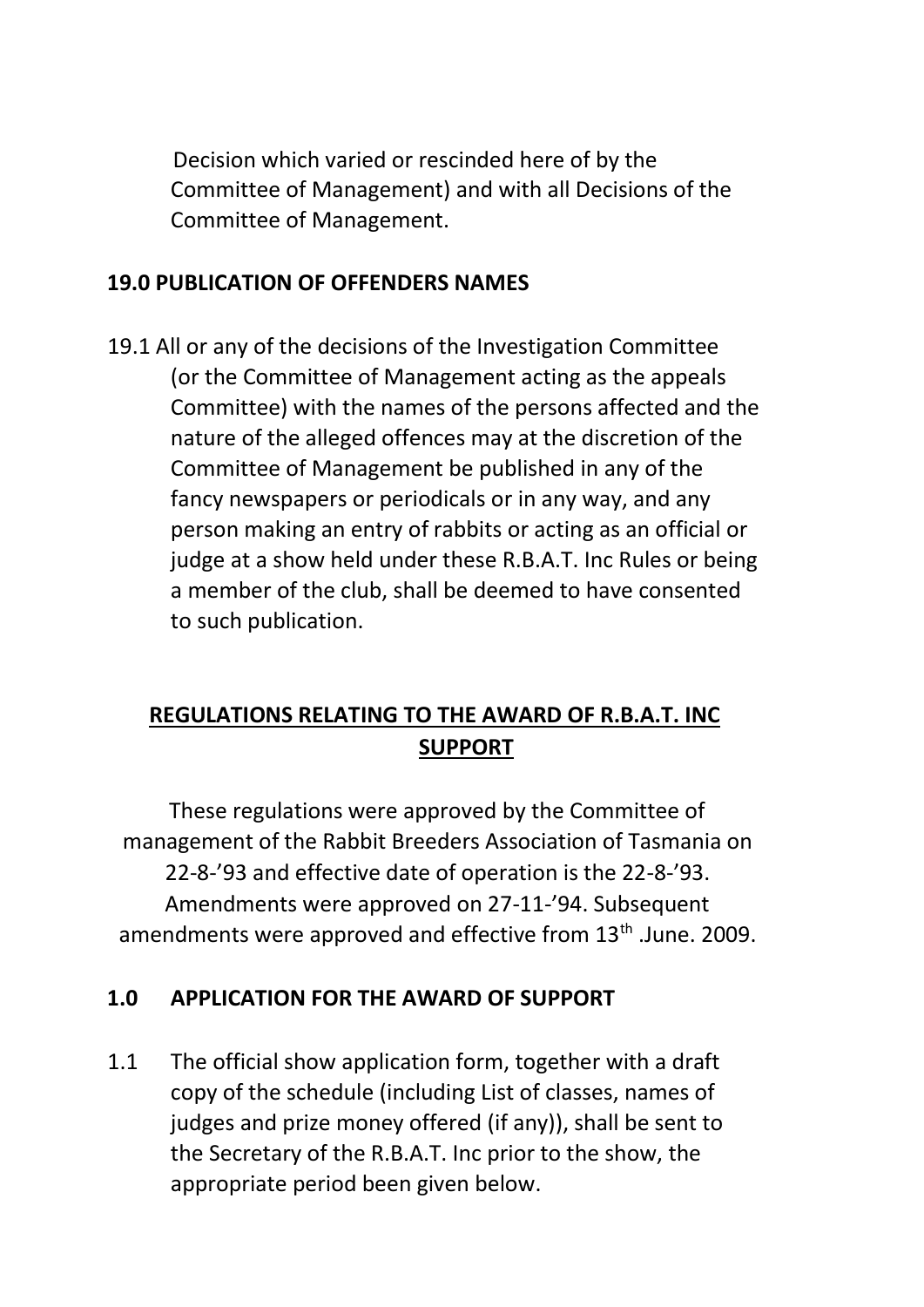Decision which varied or rescinded here of by the Committee of Management) and with all Decisions of the Committee of Management.

**19.0 PUBLICATION OF OFFENDERS NAMES**

19.1 All or any of the decisions of the Investigation Committee (or the Committee of Management acting as the appeals Committee) with the names of the persons affected and the nature of the alleged offences may at the discretion of the Committee of Management be published in any of the fancy newspapers or periodicals or in any way, and any person making an entry of rabbits or acting as an official or judge at a show held under these R.B.A.T. Inc Rules or being a member of the club, shall be deemed to have consented to such publication.

## REGULATIONS RELATING TO THE AWARD OF R.B.A.T. INC SUPPORT

These regulations were approved by the Committee of management of the Rabbit Breeders Association of Tasmania on 22-8-'93 and effective date of operation is the 22-8-'93. Amendments were approved on 27-11-'94. Subsequent amendments were approved and effective from 13th .June. 2009.

**1.0 APPLICATION FOR THE AWARD OF SUPPORT**

1.1 The official show application form, together with a draft copy of the schedule (including List of classes, names of judges and prize money offered (if any)), shall be sent to the Secretary of the R.B.A.T. Inc prior to the show, the appropriate period been given below.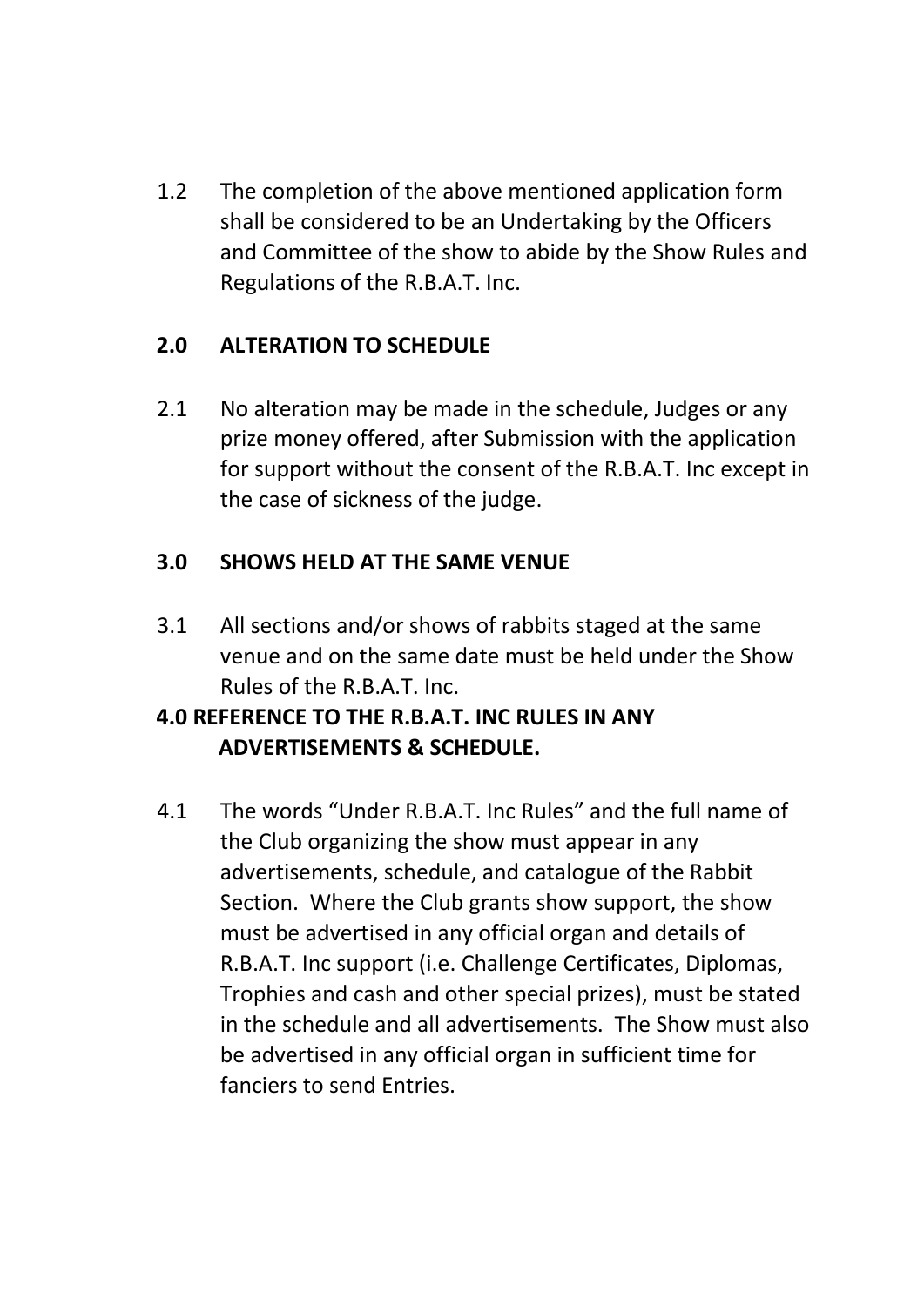1.2 The completion of the above mentioned application form shall be considered to be an Undertaking by the Officers and Committee of the show to abide by the Show Rules and Regulations of the R.B.A.T. Inc.

## 2.0 ALTERATION TO SCHEDULE

2.1 No alteration may be made in the schedule, Judges or any prize money offered, after Submission with the application for support without the consent of the R.B.A.T. Inc except in the case of sickness of the judge.

## 3.0 SHOWS HELD AT THE SAME VENUE

3.1 All sections and/or shows of rabbits staged at the same venue and on the same date must be held under the Show Rules of the R.B.A.T. Inc.

## 4.0 REFERENCE TO THE R.B.A.T. INC RULES IN ANY ADVERTISEMENTS & SCHEDULE.

4.1 The words "Under R.B.A.T. Inc Rules" and the full name of the Club organizing the show must appear in any advertisements, schedule, and catalogue of the Rabbit Section. Where the Club grants show support, the show must be advertised in any official organ and details of R.B.A.T. Inc support (i.e. Challenge Certificates, Diplomas, Trophies and cash and other special prizes), must be stated in the schedule and all advertisements. The Show must also be advertised in any official organ in sufficient time for fanciers to send Entries.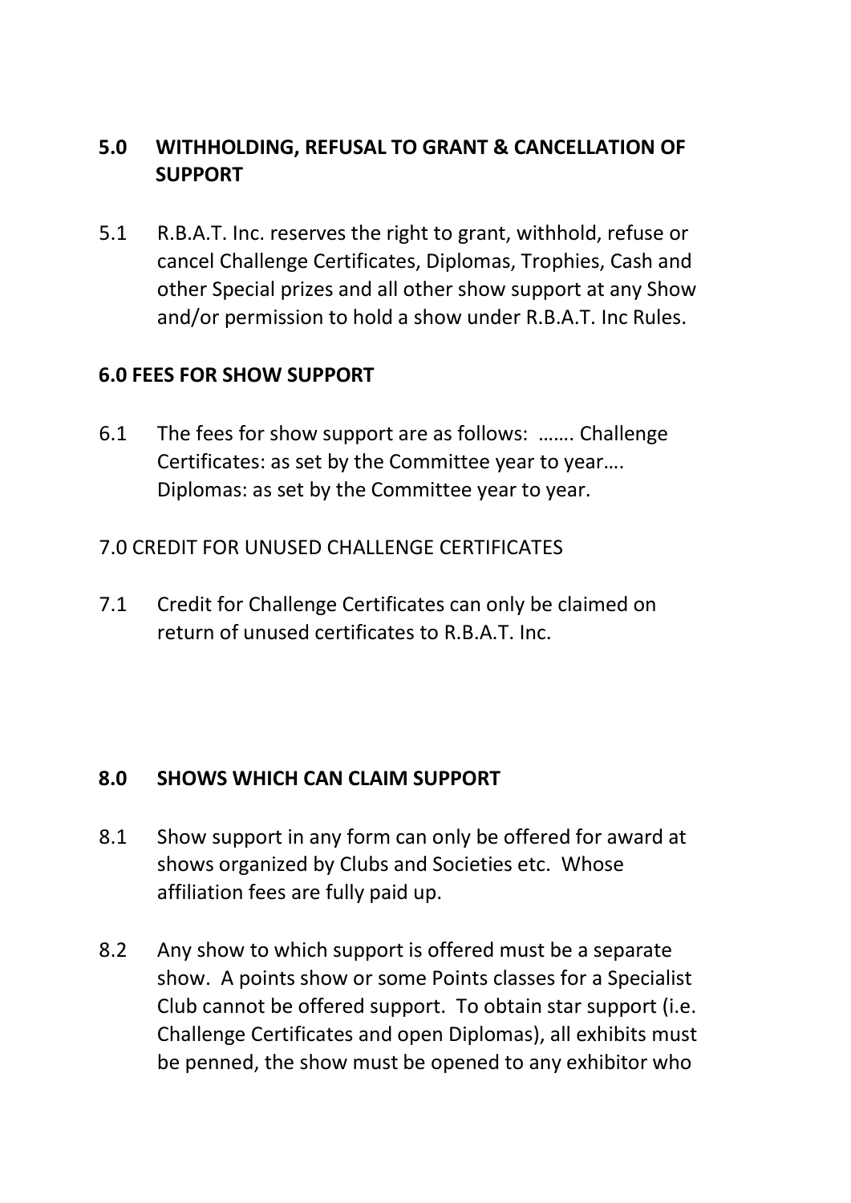## 5.0 WITHHOLDING, REFUSAL TO GRANT & CANCELLATION OF SUPPORT

5.1 R.B.A.T. Inc. reserves the right to grant, withhold, refuse or cancel Challenge Certificates, Diplomas, Trophies, Cash and other Special prizes and all other show support at any Show and/or permission to hold a show under R.B.A.T. Inc Rules.

## 6.0 FEES FOR SHOW SUPPORT

6.1 The fees for show support are as follows: ……. Challenge Certificates: as set by the Committee year to year…. Diplomas: as set by the Committee year to year.

## 7.0 CREDIT FOR UNUSED CHALLENGE CERTIFICATES

7.1 Credit for Challenge Certificates can only be claimed on return of unused certificates to R.B.A.T. Inc.

## 8.0 SHOWS WHICH CAN CLAIM SUPPORT

8.1 Show support in any form can only be offered for award at shows organized by Clubs and Societies etc. Whose affiliation fees are fully paid up.

8.2 Any show to which support is offered must be a separate show. A points show or some Points classes for a Specialist Club cannot be offered support. To obtain star support (i.e. Challenge Certificates and open Diplomas), all exhibits must be penned, the show must be opened to any exhibitor who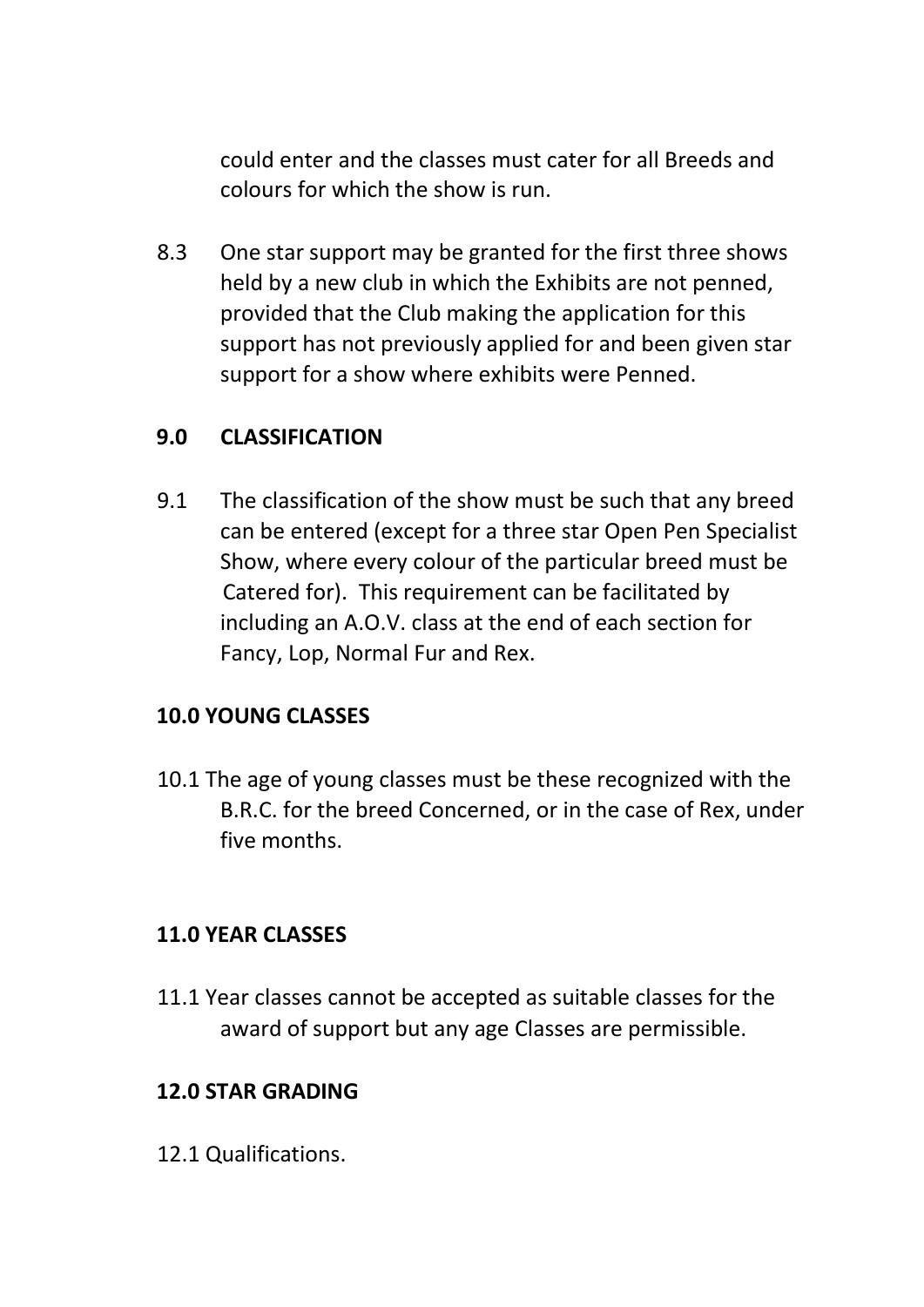could enter and the classes must cater for all Breeds and colours for which the show is run.

8.3 One star support may be granted for the first three shows held by a new club in which the Exhibits are not penned, provided that the Club making the application for this support has not previously applied for and been given star support for a show where exhibits were Penned.

## 9.0 CLASSIFICATION

9.1 The classification of the show must be such that any breed can be entered (except for a three star Open Pen Specialist Show, where every colour of the particular breed must be Catered for). This requirement can be facilitated by including an A.O.V. class at the end of each section for Fancy, Lop, Normal Fur and Rex.

## 10.0 YOUNG CLASSES

10.1 The age of young classes must be these recognized with the B.R.C. for the breed Concerned, or in the case of Rex, under five months.

## 11.0 YEAR CLASSES

11.1 Year classes cannot be accepted as suitable classes for the award of support but any age Classes are permissible.

## 12.0 STAR GRADING

12.1 Qualifications.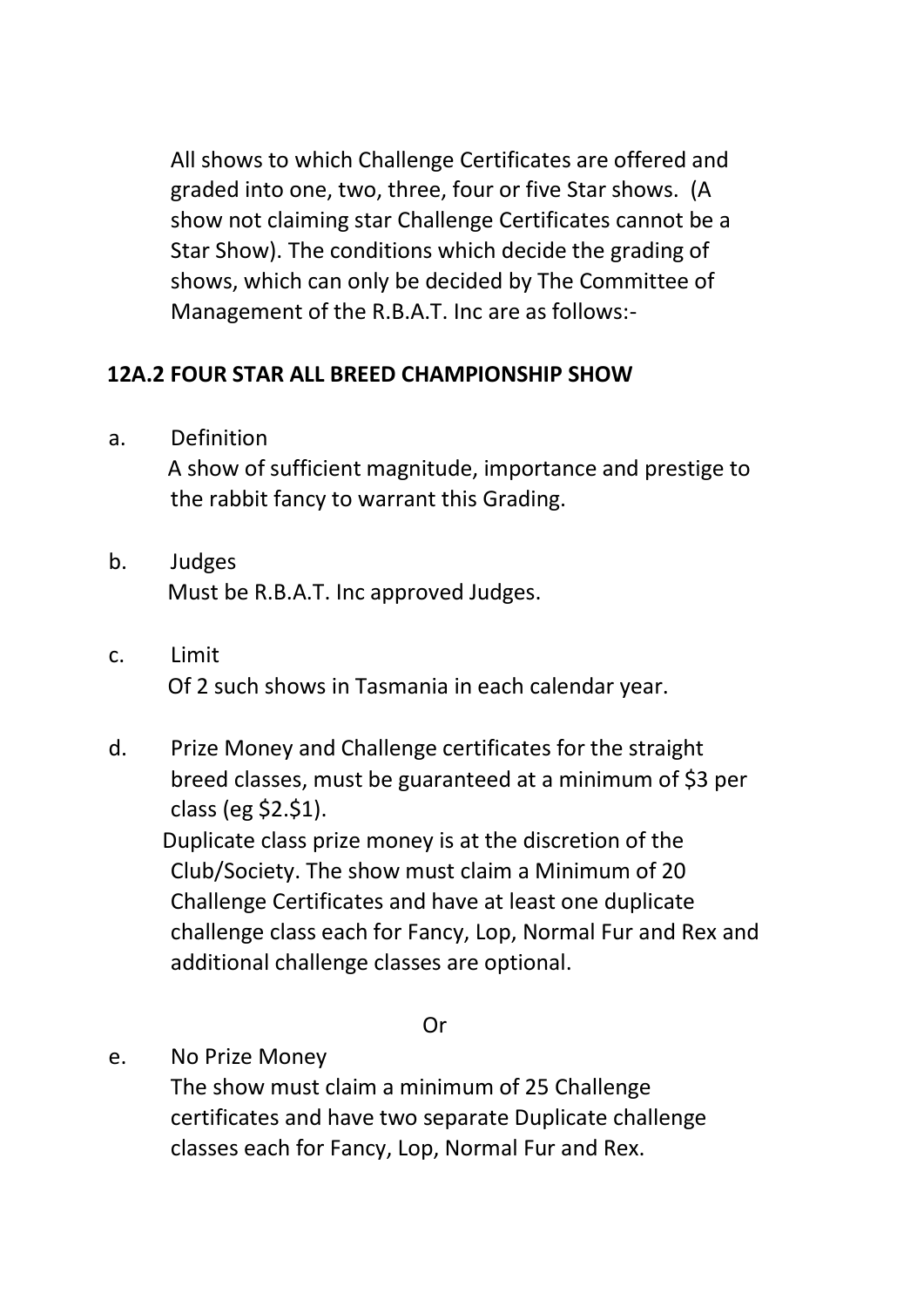All shows to which Challenge Certificates are offered and graded into one, two, three, four or five Star shows. (A show not claiming star Challenge Certificates cannot be a Star Show). The conditions which decide the grading of shows, which can only be decided by The Committee of Management of the R.B.A.T. Inc are as follows:-

**12A.2 FOUR STAR ALL BREED CHAMPIONSHIP SHOW**

a. Definition
A show of sufficient magnitude, importance and prestige to the rabbit fancy to warrant this Grading.

b. Judges
Must be R.B.A.T. Inc approved Judges.

c. Limit
Of 2 such shows in Tasmania in each calendar year.

d. Prize Money and Challenge certificates for the straight breed classes, must be guaranteed at a minimum of $3 per class (eg $2.$1).
Duplicate class prize money is at the discretion of the Club/Society. The show must claim a Minimum of 20 Challenge Certificates and have at least one duplicate challenge class each for Fancy, Lop, Normal Fur and Rex and additional challenge classes are optional.

Or

e. No Prize Money
The show must claim a minimum of 25 Challenge certificates and have two separate Duplicate challenge classes each for Fancy, Lop, Normal Fur and Rex.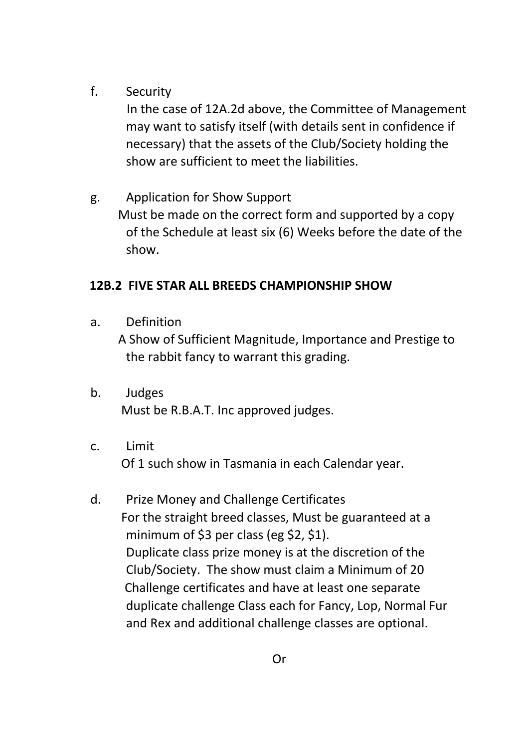f. Security

In the case of 12A.2d above, the Committee of Management may want to satisfy itself (with details sent in confidence if necessary) that the assets of the Club/Society holding the show are sufficient to meet the liabilities.

g. Application for Show Support

Must be made on the correct form and supported by a copy of the Schedule at least six (6) Weeks before the date of the show.

**12B.2 FIVE STAR ALL BREEDS CHAMPIONSHIP SHOW**

a. Definition

A Show of Sufficient Magnitude, Importance and Prestige to the rabbit fancy to warrant this grading.

b. Judges

Must be R.B.A.T. Inc approved judges.

c. Limit

Of 1 such show in Tasmania in each Calendar year.

d. Prize Money and Challenge Certificates

For the straight breed classes, Must be guaranteed at a minimum of $3 per class (eg $2, $1).
Duplicate class prize money is at the discretion of the Club/Society. The show must claim a Minimum of 20 Challenge certificates and have at least one separate duplicate challenge Class each for Fancy, Lop, Normal Fur and Rex and additional challenge classes are optional.

Or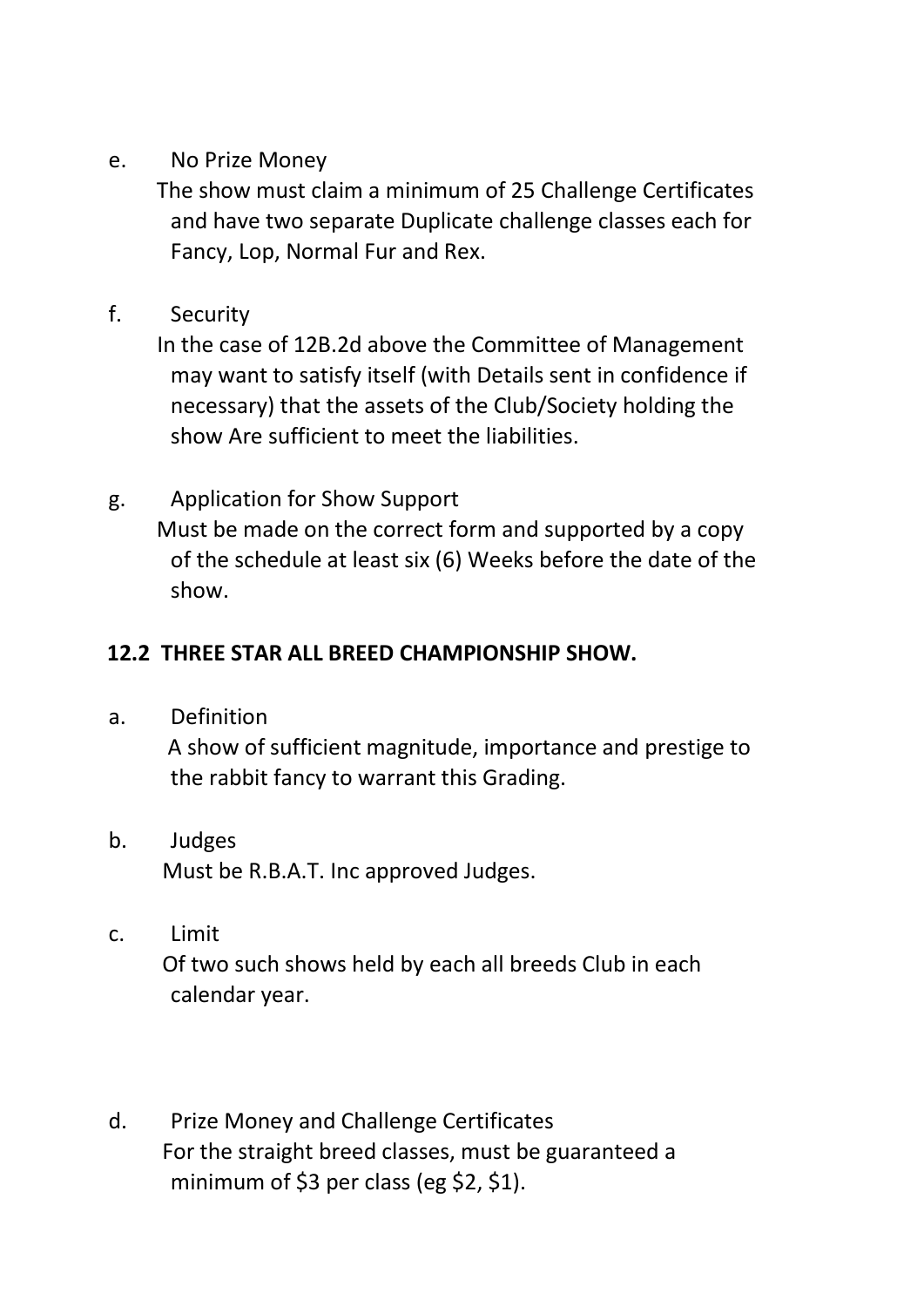e. No Prize Money

The show must claim a minimum of 25 Challenge Certificates and have two separate Duplicate challenge classes each for Fancy, Lop, Normal Fur and Rex.

f. Security

In the case of 12B.2d above the Committee of Management may want to satisfy itself (with Details sent in confidence if necessary) that the assets of the Club/Society holding the show Are sufficient to meet the liabilities.

g. Application for Show Support

Must be made on the correct form and supported by a copy of the schedule at least six (6) Weeks before the date of the show.

**12.2 THREE STAR ALL BREED CHAMPIONSHIP SHOW.**

a. Definition

A show of sufficient magnitude, importance and prestige to the rabbit fancy to warrant this Grading.

b. Judges

Must be R.B.A.T. Inc approved Judges.

c. Limit

Of two such shows held by each all breeds Club in each calendar year.

d. Prize Money and Challenge Certificates

For the straight breed classes, must be guaranteed a minimum of $3 per class (eg $2, $1).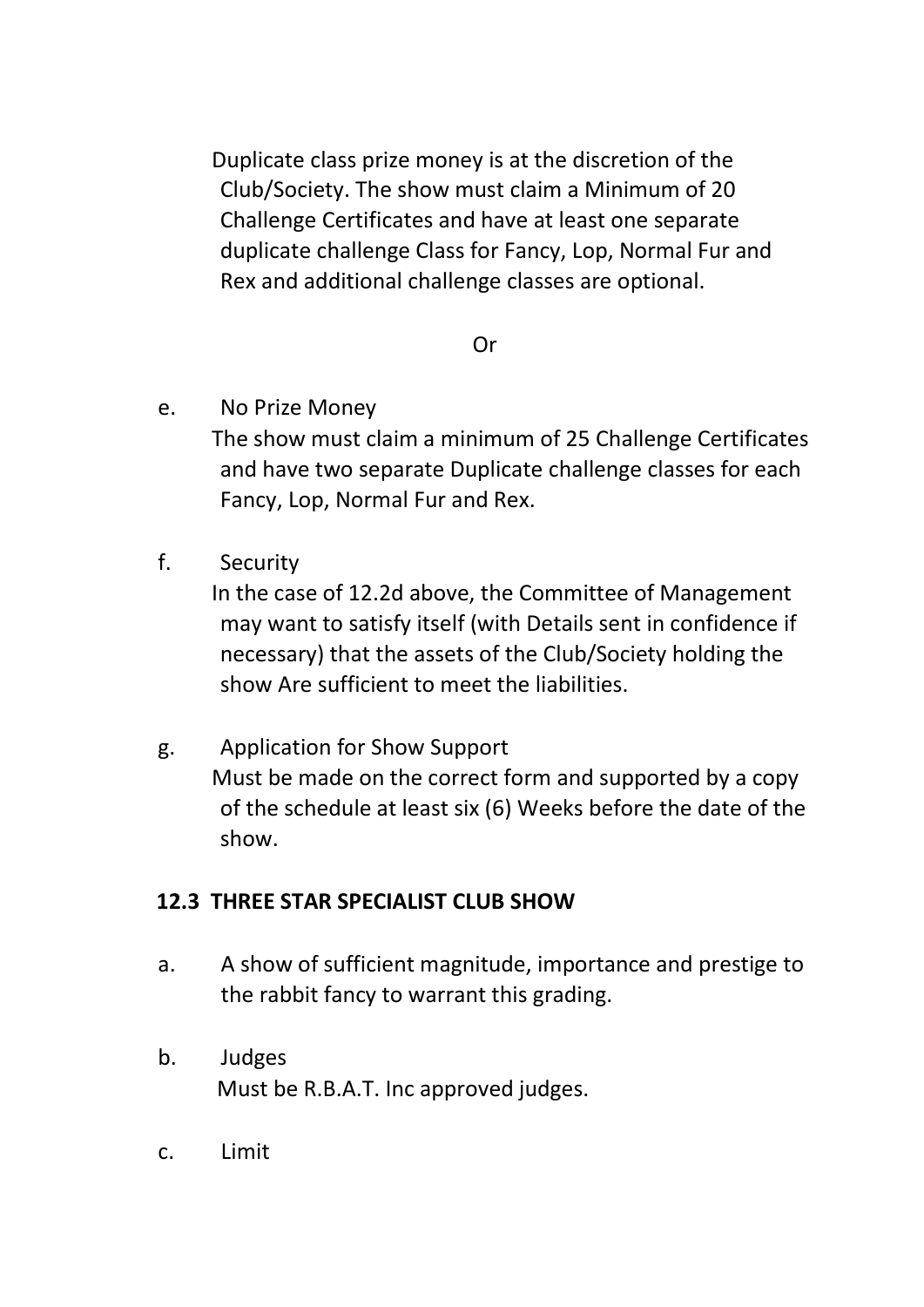Duplicate class prize money is at the discretion of the Club/Society. The show must claim a Minimum of 20 Challenge Certificates and have at least one separate duplicate challenge Class for Fancy, Lop, Normal Fur and Rex and additional challenge classes are optional.

Or

e. No Prize Money

The show must claim a minimum of 25 Challenge Certificates and have two separate Duplicate challenge classes for each Fancy, Lop, Normal Fur and Rex.

f. Security

In the case of 12.2d above, the Committee of Management may want to satisfy itself (with Details sent in confidence if necessary) that the assets of the Club/Society holding the show Are sufficient to meet the liabilities.

g. Application for Show Support

Must be made on the correct form and supported by a copy of the schedule at least six (6) Weeks before the date of the show.

**12.3 THREE STAR SPECIALIST CLUB SHOW**

a. A show of sufficient magnitude, importance and prestige to the rabbit fancy to warrant this grading.

b. Judges

Must be R.B.A.T. Inc approved judges.

c. Limit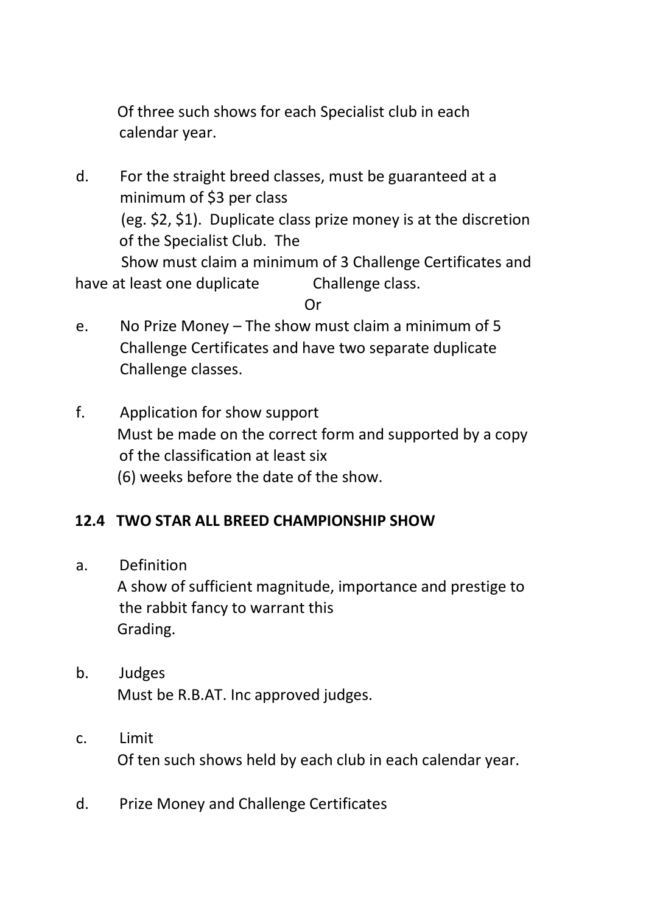Of three such shows for each Specialist club in each calendar year.

d. For the straight breed classes, must be guaranteed at a minimum of $3 per class (eg. $2, $1). Duplicate class prize money is at the discretion of the Specialist Club. The Show must claim a minimum of 3 Challenge Certificates and have at least one duplicate Challenge class.

Or

e. No Prize Money – The show must claim a minimum of 5 Challenge Certificates and have two separate duplicate Challenge classes.

f. Application for show support
Must be made on the correct form and supported by a copy of the classification at least six (6) weeks before the date of the show.

## 12.4 TWO STAR ALL BREED CHAMPIONSHIP SHOW

a. Definition
A show of sufficient magnitude, importance and prestige to the rabbit fancy to warrant this Grading.

b. Judges
Must be R.B.AT. Inc approved judges.

c. Limit
Of ten such shows held by each club in each calendar year.

d. Prize Money and Challenge Certificates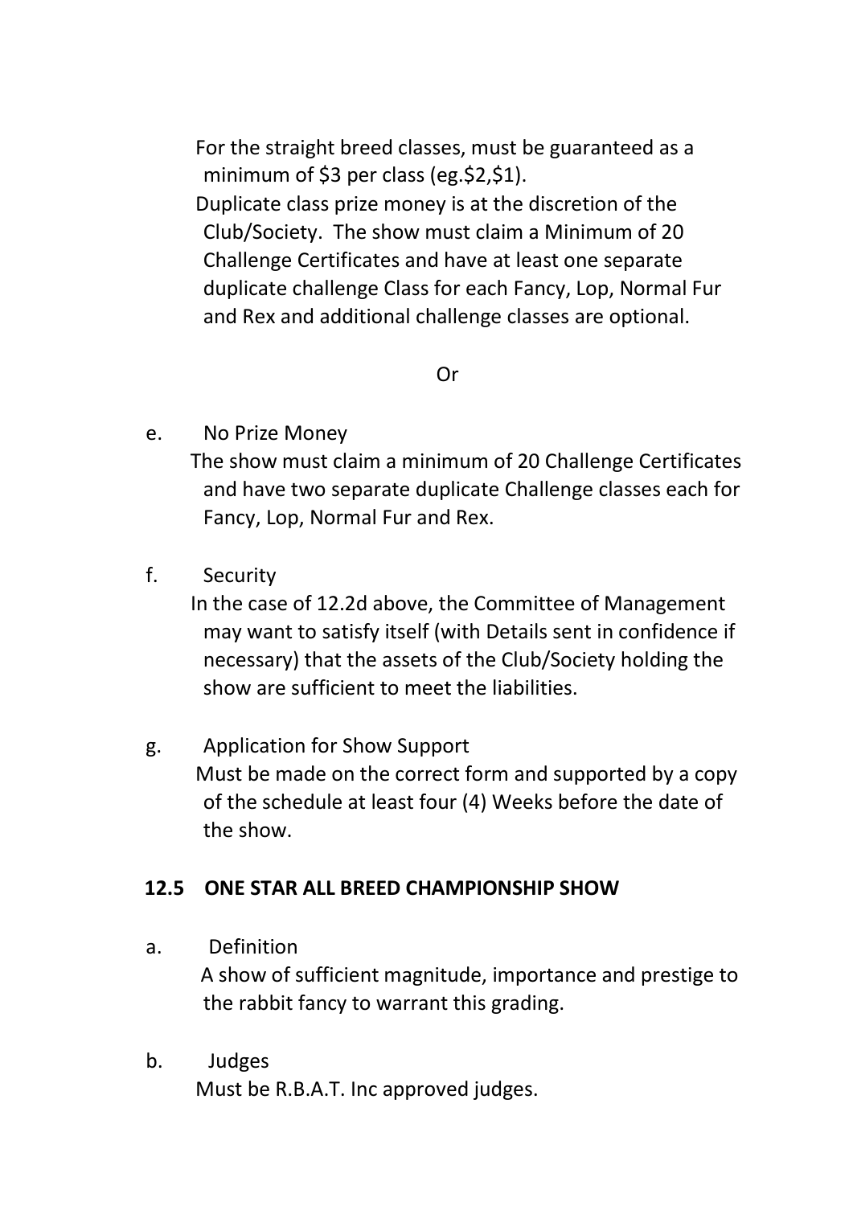For the straight breed classes, must be guaranteed as a minimum of $3 per class (eg.$2,$1).

Duplicate class prize money is at the discretion of the Club/Society. The show must claim a Minimum of 20 Challenge Certificates and have at least one separate duplicate challenge Class for each Fancy, Lop, Normal Fur and Rex and additional challenge classes are optional.

Or

e. No Prize Money

The show must claim a minimum of 20 Challenge Certificates and have two separate duplicate Challenge classes each for Fancy, Lop, Normal Fur and Rex.

f. Security

In the case of 12.2d above, the Committee of Management may want to satisfy itself (with Details sent in confidence if necessary) that the assets of the Club/Society holding the show are sufficient to meet the liabilities.

g. Application for Show Support

Must be made on the correct form and supported by a copy of the schedule at least four (4) Weeks before the date of the show.

## 12.5 ONE STAR ALL BREED CHAMPIONSHIP SHOW

a. Definition

A show of sufficient magnitude, importance and prestige to the rabbit fancy to warrant this grading.

b. Judges

Must be R.B.A.T. Inc approved judges.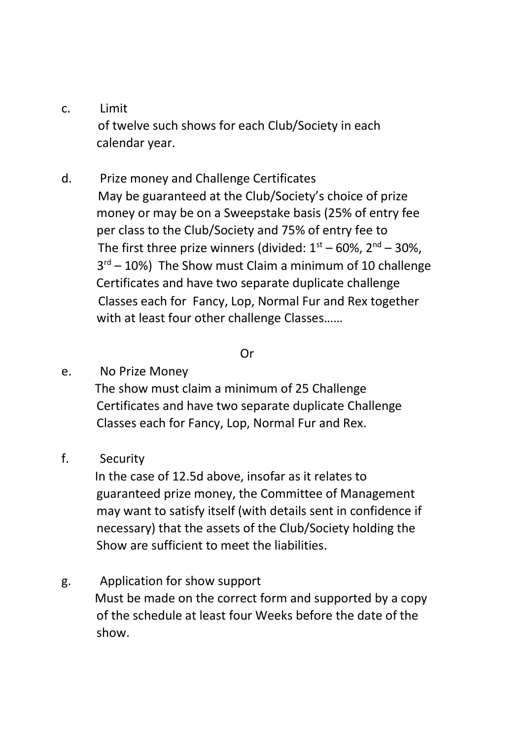c. Limit

of twelve such shows for each Club/Society in each calendar year.

d. Prize money and Challenge Certificates

May be guaranteed at the Club/Society's choice of prize money or may be on a Sweepstake basis (25% of entry fee per class to the Club/Society and 75% of entry fee to The first three prize winners (divided: 1st – 60%, 2nd – 30%, 3rd – 10%) The Show must Claim a minimum of 10 challenge Certificates and have two separate duplicate challenge Classes each for Fancy, Lop, Normal Fur and Rex together with at least four other challenge Classes……

Or

e. No Prize Money

The show must claim a minimum of 25 Challenge Certificates and have two separate duplicate Challenge Classes each for Fancy, Lop, Normal Fur and Rex.

f. Security

In the case of 12.5d above, insofar as it relates to guaranteed prize money, the Committee of Management may want to satisfy itself (with details sent in confidence if necessary) that the assets of the Club/Society holding the Show are sufficient to meet the liabilities.

g. Application for show support

Must be made on the correct form and supported by a copy of the schedule at least four Weeks before the date of the show.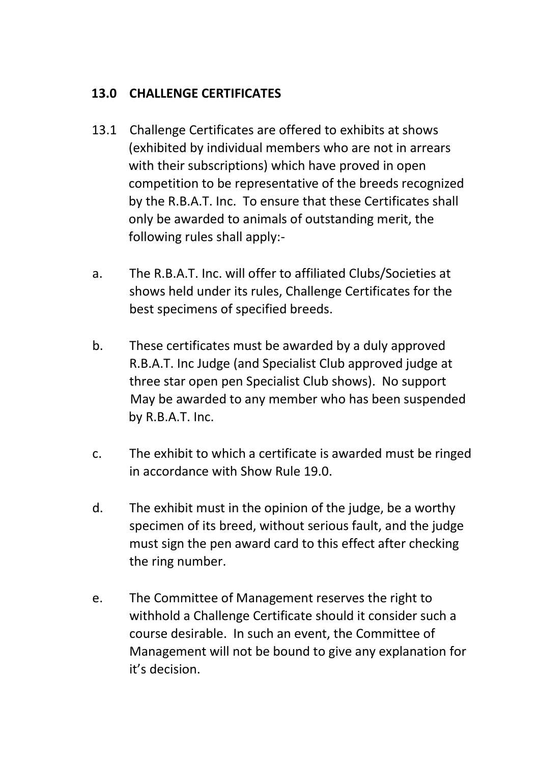## 13.0 CHALLENGE CERTIFICATES

13.1 Challenge Certificates are offered to exhibits at shows (exhibited by individual members who are not in arrears with their subscriptions) which have proved in open competition to be representative of the breeds recognized by the R.B.A.T. Inc. To ensure that these Certificates shall only be awarded to animals of outstanding merit, the following rules shall apply:-

a. The R.B.A.T. Inc. will offer to affiliated Clubs/Societies at shows held under its rules, Challenge Certificates for the best specimens of specified breeds.

b. These certificates must be awarded by a duly approved R.B.A.T. Inc Judge (and Specialist Club approved judge at three star open pen Specialist Club shows). No support May be awarded to any member who has been suspended by R.B.A.T. Inc.

c. The exhibit to which a certificate is awarded must be ringed in accordance with Show Rule 19.0.

d. The exhibit must in the opinion of the judge, be a worthy specimen of its breed, without serious fault, and the judge must sign the pen award card to this effect after checking the ring number.

e. The Committee of Management reserves the right to withhold a Challenge Certificate should it consider such a course desirable. In such an event, the Committee of Management will not be bound to give any explanation for it's decision.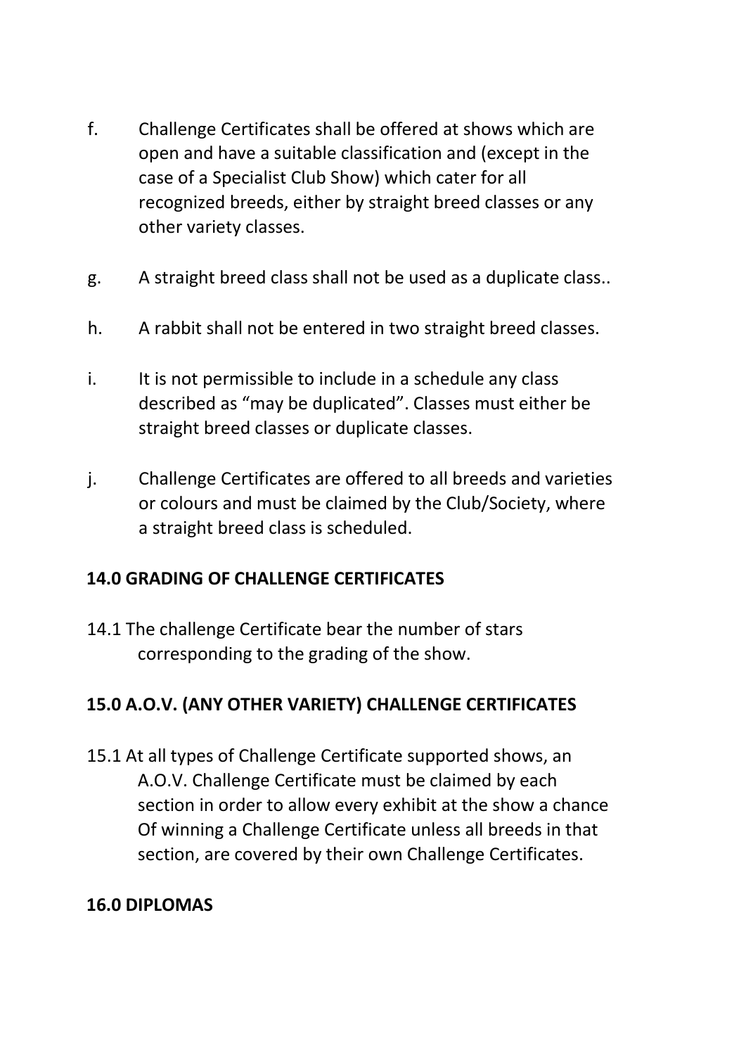f. Challenge Certificates shall be offered at shows which are open and have a suitable classification and (except in the case of a Specialist Club Show) which cater for all recognized breeds, either by straight breed classes or any other variety classes.

g. A straight breed class shall not be used as a duplicate class..

h. A rabbit shall not be entered in two straight breed classes.

i. It is not permissible to include in a schedule any class described as "may be duplicated". Classes must either be straight breed classes or duplicate classes.

j. Challenge Certificates are offered to all breeds and varieties or colours and must be claimed by the Club/Society, where a straight breed class is scheduled.

**14.0 GRADING OF CHALLENGE CERTIFICATES**

14.1 The challenge Certificate bear the number of stars corresponding to the grading of the show.

**15.0 A.O.V. (ANY OTHER VARIETY) CHALLENGE CERTIFICATES**

15.1 At all types of Challenge Certificate supported shows, an A.O.V. Challenge Certificate must be claimed by each section in order to allow every exhibit at the show a chance Of winning a Challenge Certificate unless all breeds in that section, are covered by their own Challenge Certificates.

**16.0 DIPLOMAS**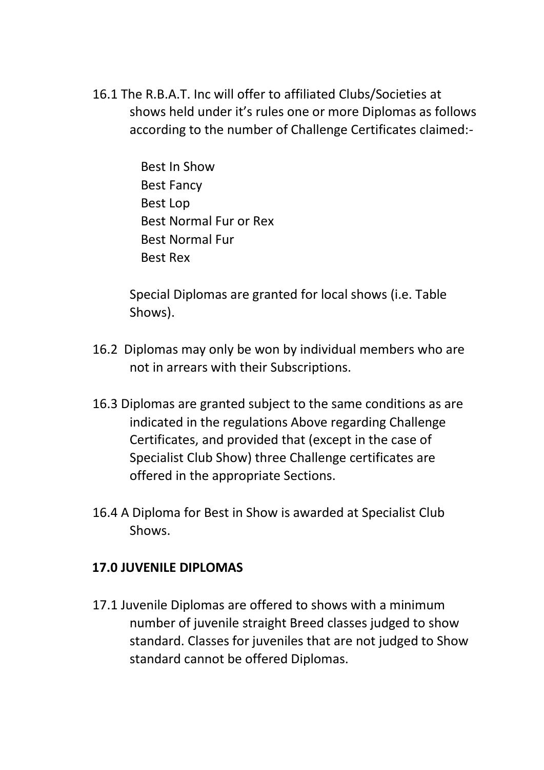16.1 The R.B.A.T. Inc will offer to affiliated Clubs/Societies at shows held under it's rules one or more Diplomas as follows according to the number of Challenge Certificates claimed:-

Best In Show
Best Fancy
Best Lop
Best Normal Fur or Rex
Best Normal Fur
Best Rex

Special Diplomas are granted for local shows (i.e. Table Shows).

16.2 Diplomas may only be won by individual members who are not in arrears with their Subscriptions.

16.3 Diplomas are granted subject to the same conditions as are indicated in the regulations Above regarding Challenge Certificates, and provided that (except in the case of Specialist Club Show) three Challenge certificates are offered in the appropriate Sections.

16.4 A Diploma for Best in Show is awarded at Specialist Club Shows.

## 17.0 JUVENILE DIPLOMAS

17.1 Juvenile Diplomas are offered to shows with a minimum number of juvenile straight Breed classes judged to show standard. Classes for juveniles that are not judged to Show standard cannot be offered Diplomas.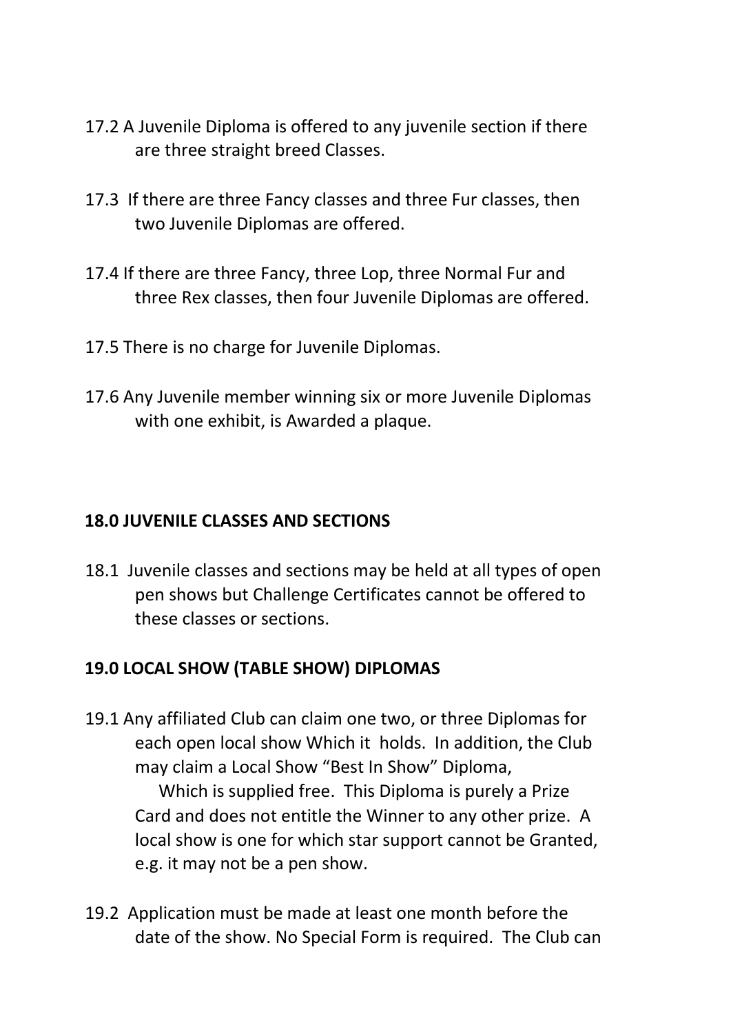17.2 A Juvenile Diploma is offered to any juvenile section if there are three straight breed Classes.

17.3 If there are three Fancy classes and three Fur classes, then two Juvenile Diplomas are offered.

17.4 If there are three Fancy, three Lop, three Normal Fur and three Rex classes, then four Juvenile Diplomas are offered.

17.5 There is no charge for Juvenile Diplomas.

17.6 Any Juvenile member winning six or more Juvenile Diplomas with one exhibit, is Awarded a plaque.

**18.0 JUVENILE CLASSES AND SECTIONS**

18.1 Juvenile classes and sections may be held at all types of open pen shows but Challenge Certificates cannot be offered to these classes or sections.

**19.0 LOCAL SHOW (TABLE SHOW) DIPLOMAS**

19.1 Any affiliated Club can claim one two, or three Diplomas for each open local show Which it holds. In addition, the Club may claim a Local Show "Best In Show" Diploma, Which is supplied free. This Diploma is purely a Prize Card and does not entitle the Winner to any other prize. A local show is one for which star support cannot be Granted, e.g. it may not be a pen show.

19.2 Application must be made at least one month before the date of the show. No Special Form is required. The Club can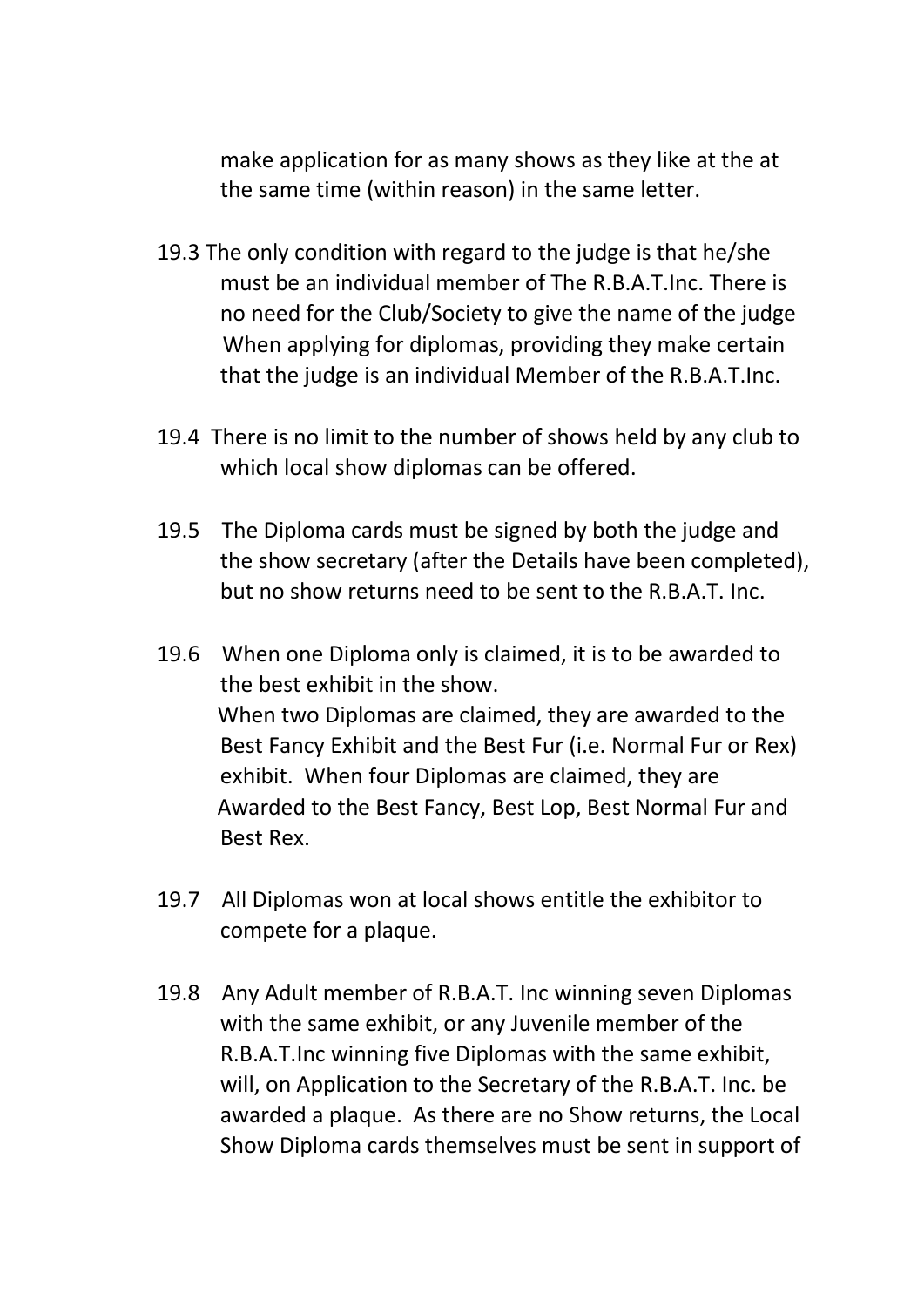make application for as many shows as they like at the at the same time (within reason) in the same letter.

19.3 The only condition with regard to the judge is that he/she must be an individual member of The R.B.A.T.Inc. There is no need for the Club/Society to give the name of the judge When applying for diplomas, providing they make certain that the judge is an individual Member of the R.B.A.T.Inc.

19.4 There is no limit to the number of shows held by any club to which local show diplomas can be offered.

19.5 The Diploma cards must be signed by both the judge and the show secretary (after the Details have been completed), but no show returns need to be sent to the R.B.A.T. Inc.

19.6 When one Diploma only is claimed, it is to be awarded to the best exhibit in the show.
When two Diplomas are claimed, they are awarded to the Best Fancy Exhibit and the Best Fur (i.e. Normal Fur or Rex) exhibit. When four Diplomas are claimed, they are Awarded to the Best Fancy, Best Lop, Best Normal Fur and Best Rex.

19.7 All Diplomas won at local shows entitle the exhibitor to compete for a plaque.

19.8 Any Adult member of R.B.A.T. Inc winning seven Diplomas with the same exhibit, or any Juvenile member of the R.B.A.T.Inc winning five Diplomas with the same exhibit, will, on Application to the Secretary of the R.B.A.T. Inc. be awarded a plaque. As there are no Show returns, the Local Show Diploma cards themselves must be sent in support of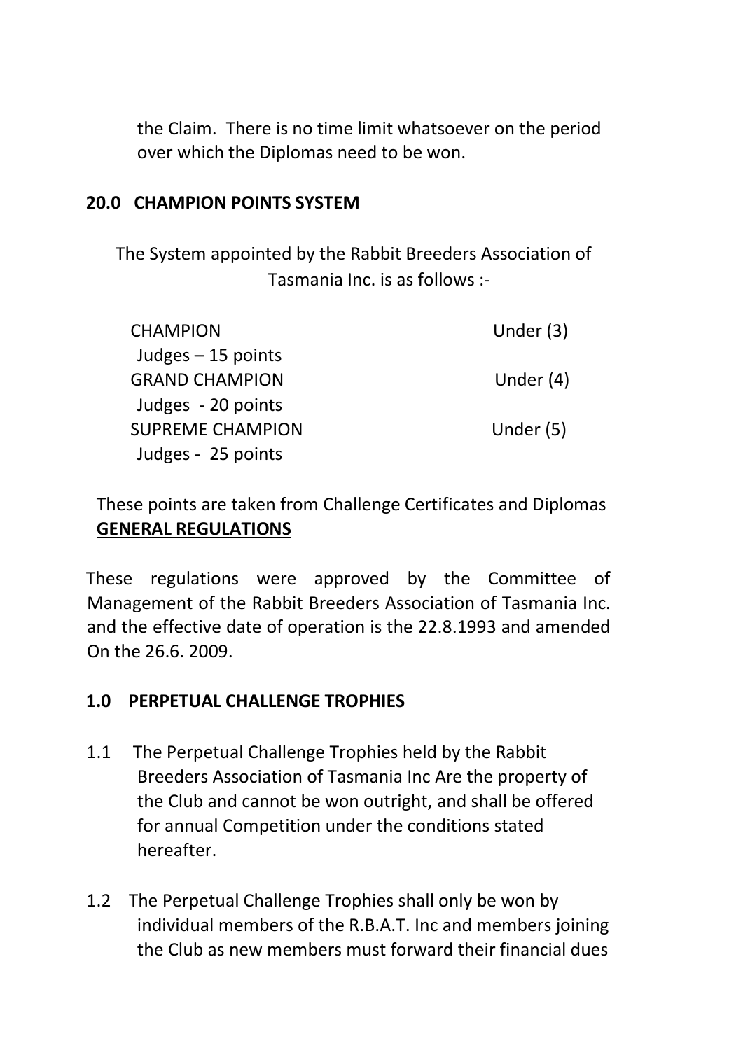the Claim. There is no time limit whatsoever on the period over which the Diplomas need to be won.

### 20.0 CHAMPION POINTS SYSTEM

The System appointed by the Rabbit Breeders Association of Tasmania Inc. is as follows :-

| | |
|---|---|
| CHAMPION<br>Judges – 15 points | Under (3) |
| GRAND CHAMPION<br>Judges - 20 points | Under (4) |
| SUPREME CHAMPION<br>Judges - 25 points | Under (5) |

These points are taken from Challenge Certificates and Diplomas

## GENERAL REGULATIONS

These regulations were approved by the Committee of Management of the Rabbit Breeders Association of Tasmania Inc. and the effective date of operation is the 22.8.1993 and amended On the 26.6. 2009.

### 1.0 PERPETUAL CHALLENGE TROPHIES

1.1 The Perpetual Challenge Trophies held by the Rabbit Breeders Association of Tasmania Inc Are the property of the Club and cannot be won outright, and shall be offered for annual Competition under the conditions stated hereafter.

1.2 The Perpetual Challenge Trophies shall only be won by individual members of the R.B.A.T. Inc and members joining the Club as new members must forward their financial dues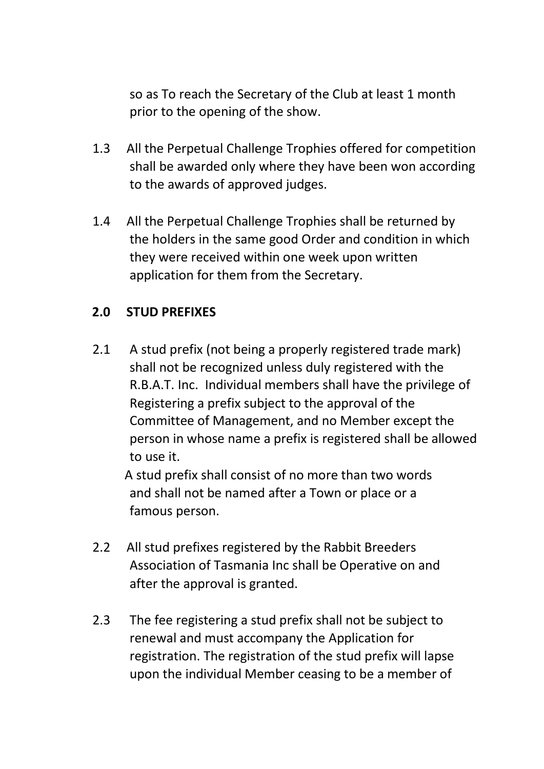so as To reach the Secretary of the Club at least 1 month prior to the opening of the show.

1.3 All the Perpetual Challenge Trophies offered for competition shall be awarded only where they have been won according to the awards of approved judges.

1.4 All the Perpetual Challenge Trophies shall be returned by the holders in the same good Order and condition in which they were received within one week upon written application for them from the Secretary.

## 2.0 STUD PREFIXES

2.1 A stud prefix (not being a properly registered trade mark) shall not be recognized unless duly registered with the R.B.A.T. Inc. Individual members shall have the privilege of Registering a prefix subject to the approval of the Committee of Management, and no Member except the person in whose name a prefix is registered shall be allowed to use it.

A stud prefix shall consist of no more than two words and shall not be named after a Town or place or a famous person.

2.2 All stud prefixes registered by the Rabbit Breeders Association of Tasmania Inc shall be Operative on and after the approval is granted.

2.3 The fee registering a stud prefix shall not be subject to renewal and must accompany the Application for registration. The registration of the stud prefix will lapse upon the individual Member ceasing to be a member of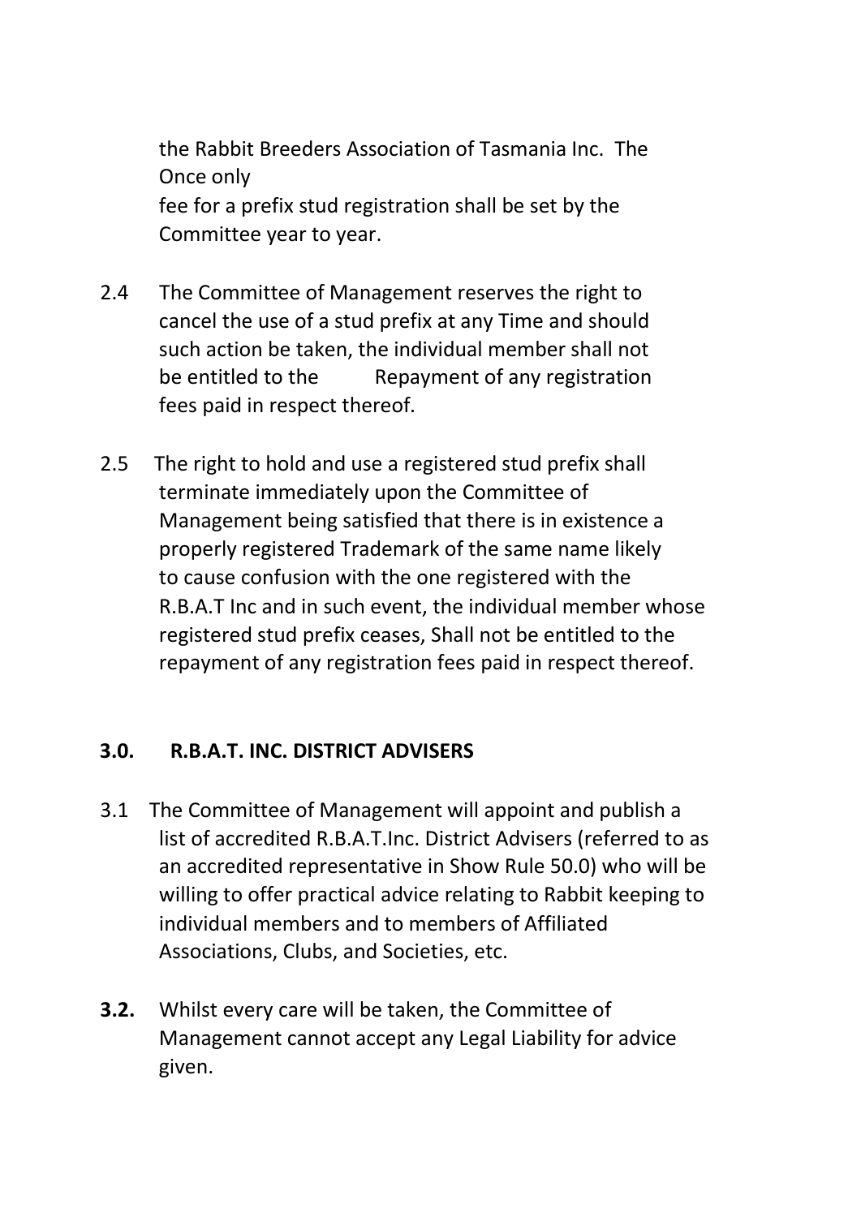the Rabbit Breeders Association of Tasmania Inc. The Once only fee for a prefix stud registration shall be set by the Committee year to year.

2.4 The Committee of Management reserves the right to cancel the use of a stud prefix at any Time and should such action be taken, the individual member shall not be entitled to the Repayment of any registration fees paid in respect thereof.

2.5 The right to hold and use a registered stud prefix shall terminate immediately upon the Committee of Management being satisfied that there is in existence a properly registered Trademark of the same name likely to cause confusion with the one registered with the R.B.A.T Inc and in such event, the individual member whose registered stud prefix ceases, Shall not be entitled to the repayment of any registration fees paid in respect thereof.

## 3.0. R.B.A.T. INC. DISTRICT ADVISERS

3.1 The Committee of Management will appoint and publish a list of accredited R.B.A.T.Inc. District Advisers (referred to as an accredited representative in Show Rule 50.0) who will be willing to offer practical advice relating to Rabbit keeping to individual members and to members of Affiliated Associations, Clubs, and Societies, etc.

**3.2.** Whilst every care will be taken, the Committee of Management cannot accept any Legal Liability for advice given.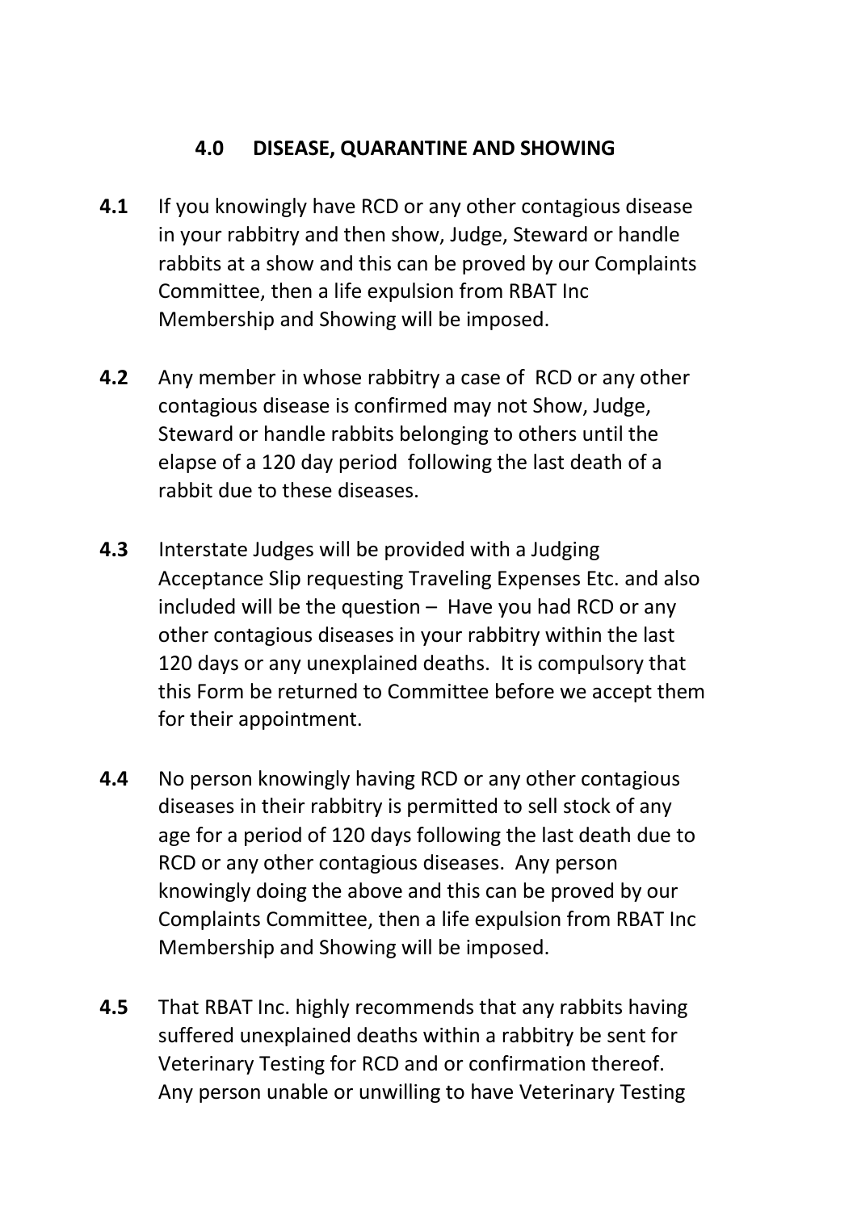## 4.0 DISEASE, QUARANTINE AND SHOWING

**4.1** If you knowingly have RCD or any other contagious disease in your rabbitry and then show, Judge, Steward or handle rabbits at a show and this can be proved by our Complaints Committee, then a life expulsion from RBAT Inc Membership and Showing will be imposed.

**4.2** Any member in whose rabbitry a case of RCD or any other contagious disease is confirmed may not Show, Judge, Steward or handle rabbits belonging to others until the elapse of a 120 day period following the last death of a rabbit due to these diseases.

**4.3** Interstate Judges will be provided with a Judging Acceptance Slip requesting Traveling Expenses Etc. and also included will be the question – Have you had RCD or any other contagious diseases in your rabbitry within the last 120 days or any unexplained deaths. It is compulsory that this Form be returned to Committee before we accept them for their appointment.

**4.4** No person knowingly having RCD or any other contagious diseases in their rabbitry is permitted to sell stock of any age for a period of 120 days following the last death due to RCD or any other contagious diseases. Any person knowingly doing the above and this can be proved by our Complaints Committee, then a life expulsion from RBAT Inc Membership and Showing will be imposed.

**4.5** That RBAT Inc. highly recommends that any rabbits having suffered unexplained deaths within a rabbitry be sent for Veterinary Testing for RCD and or confirmation thereof. Any person unable or unwilling to have Veterinary Testing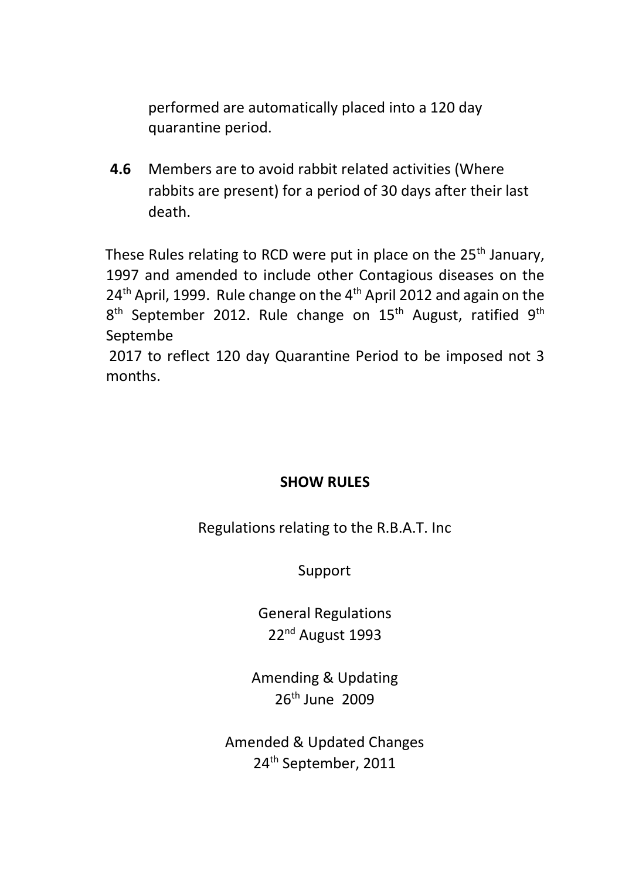performed are automatically placed into a 120 day quarantine period.

**4.6** Members are to avoid rabbit related activities (Where rabbits are present) for a period of 30 days after their last death.

These Rules relating to RCD were put in place on the 25th January, 1997 and amended to include other Contagious diseases on the 24th April, 1999. Rule change on the 4th April 2012 and again on the 8th September 2012. Rule change on 15th August, ratified 9th Septembe
2017 to reflect 120 day Quarantine Period to be imposed not 3 months.

**SHOW RULES**

Regulations relating to the R.B.A.T. Inc

Support

General Regulations
22nd August 1993

Amending & Updating
26th June 2009

Amended & Updated Changes
24th September, 2011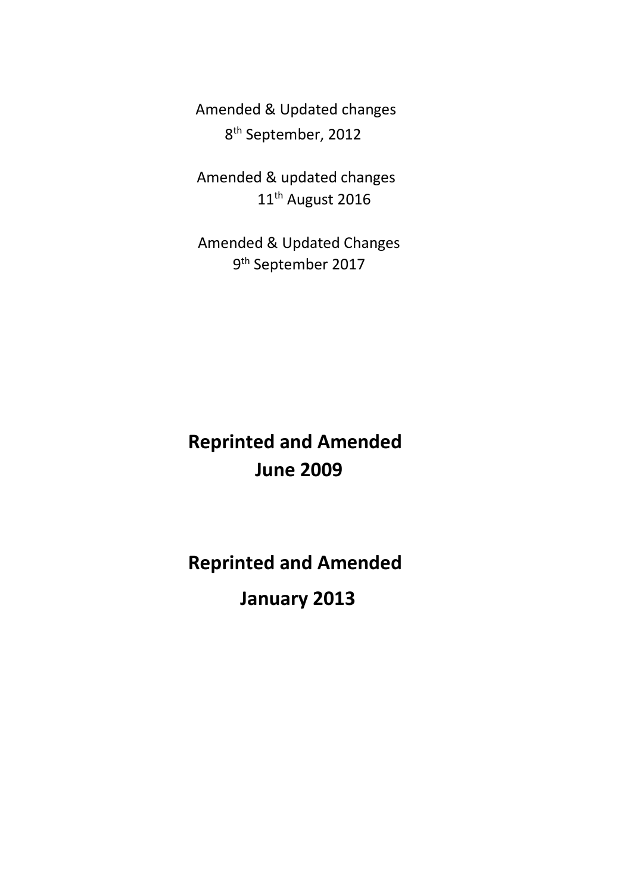Amended & Updated changes
8th September, 2012

Amended & updated changes
11th August 2016

Amended & Updated Changes
9th September 2017

**Reprinted and Amended**
**June 2009**

**Reprinted and Amended**

**January 2013**